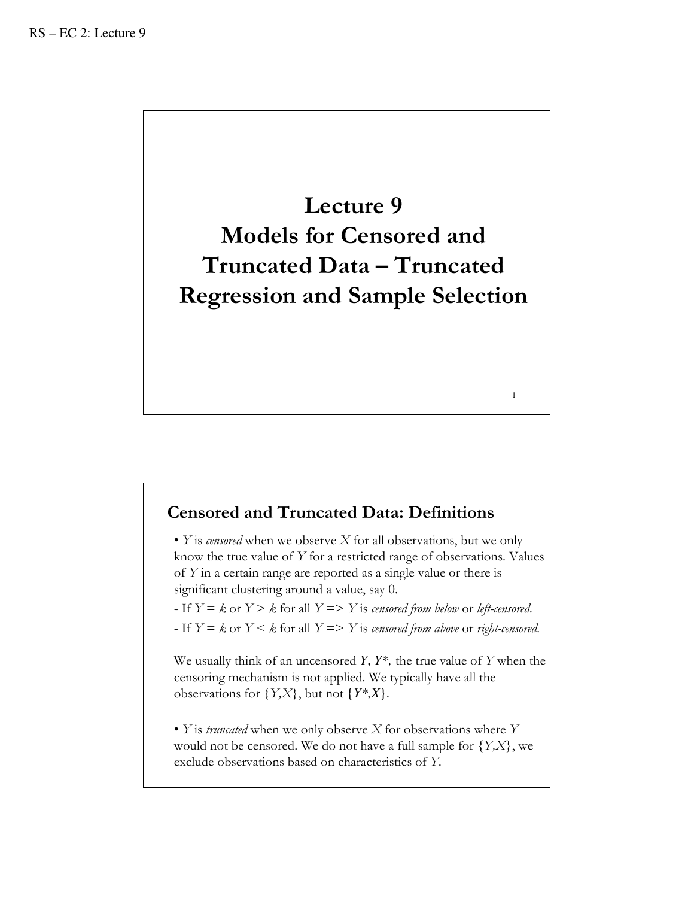# Lecture 9
# Models for Censored and Truncated Data – Truncated Regression and Sample Selection

## Censored and Truncated Data: Definitions

• $Y$ is *censored* when we observe $X$ for all observations, but we only know the true value of $Y$ for a restricted range of observations. Values of $Y$ in a certain range are reported as a single value or there is significant clustering around a value, say 0.

- If $Y = k$ or $Y > k$ for all $Y$ => $Y$ is *censored from below* or *left-censored*.
- If $Y = k$ or $Y < k$ for all $Y$ => $Y$ is *censored from above* or *right-censored*.

We usually think of an uncensored $\boldsymbol{Y}$, $\boldsymbol{Y^*}$, the true value of $Y$ when the censoring mechanism is not applied. We typically have all the observations for $\{Y,X\}$, but not $\{\boldsymbol{Y^*},\boldsymbol{X}\}$.

• $Y$ is *truncated* when we only observe $X$ for observations where $Y$ would not be censored. We do not have a full sample for $\{Y,X\}$, we exclude observations based on characteristics of $Y$.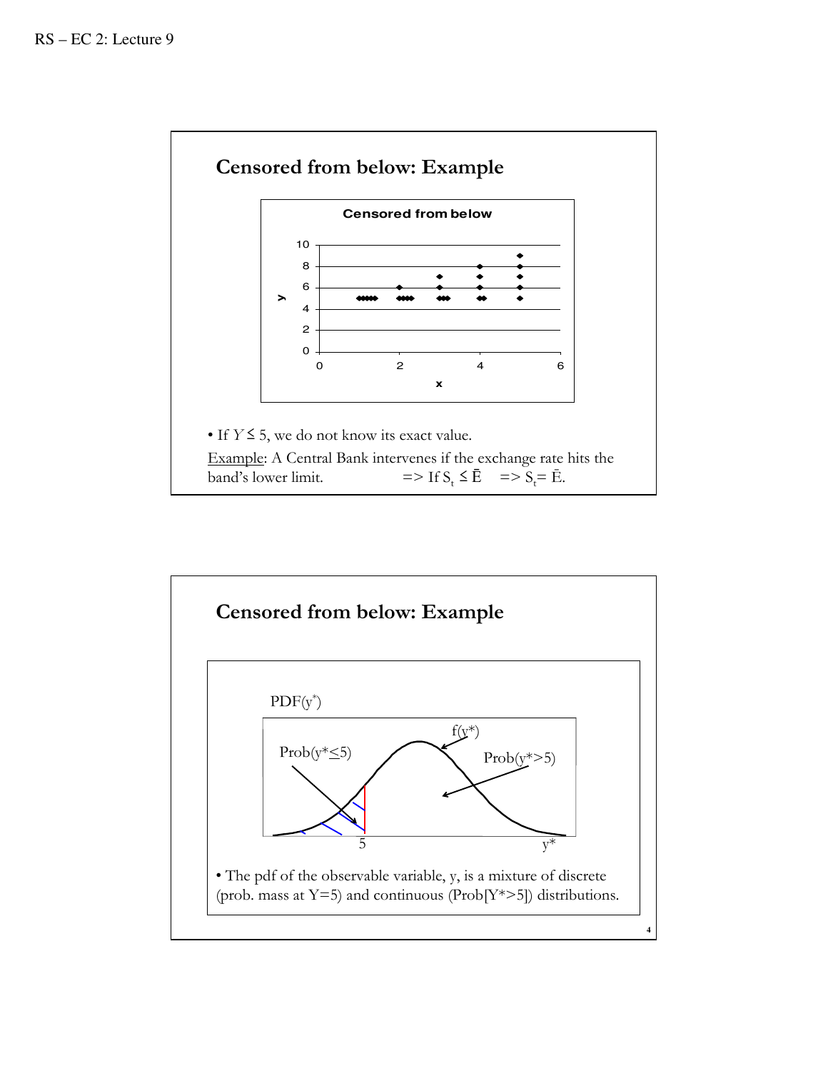## Censored from below: Example

- If $Y \leq 5$, we do not know its exact value.

Example: A Central Bank intervenes if the exchange rate hits the band's lower limit. => If $S_t \leq \bar{E}$ => $S_t = \bar{E}$.

## Censored from below: Example

- The pdf of the observable variable, y, is a mixture of discrete (prob. mass at Y=5) and continuous (Prob[$Y^*>5$]) distributions.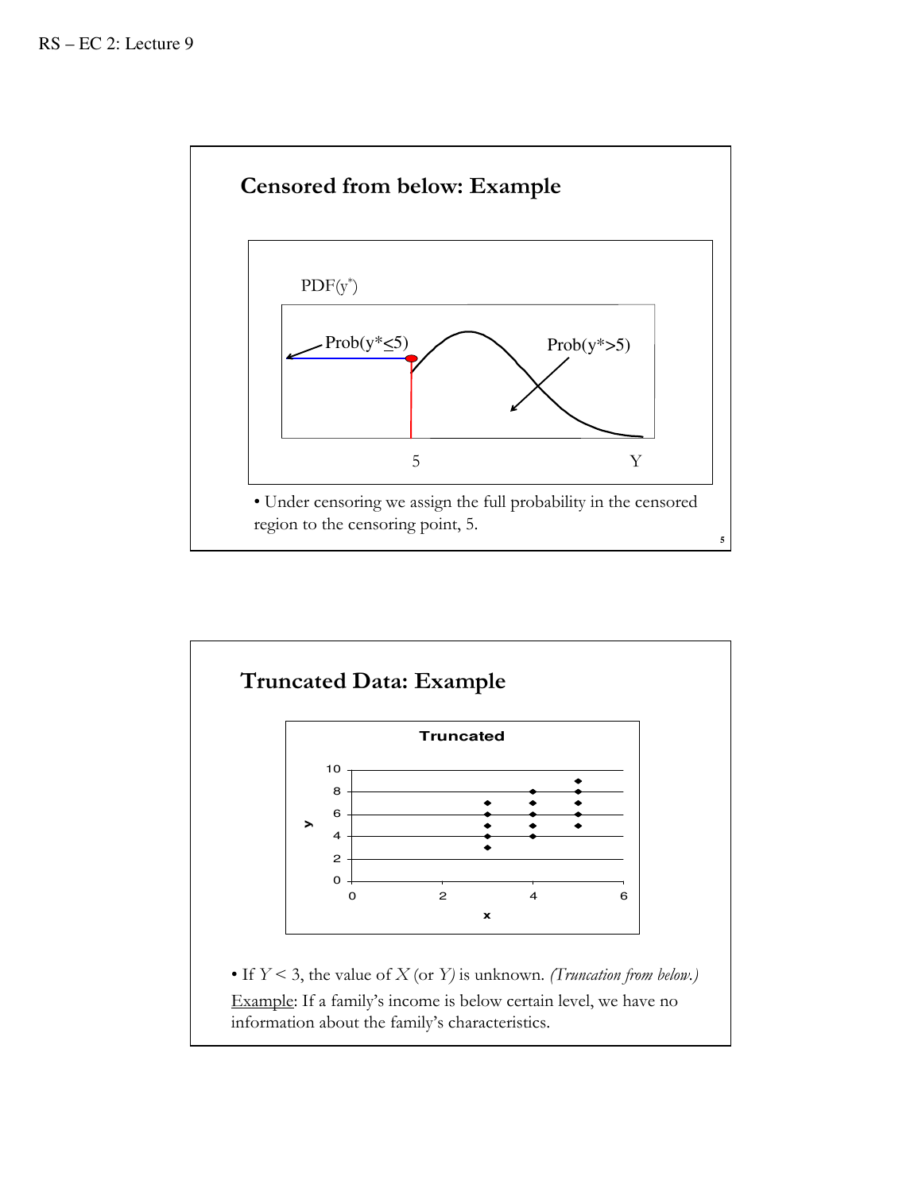## Censored from below: Example

• Under censoring we assign the full probability in the censored region to the censoring point, 5.

## Truncated Data: Example

• If $Y < 3$, the value of $X$ (or $Y$) is unknown. *(Truncation from below.)*

Example: If a family's income is below certain level, we have no information about the family's characteristics.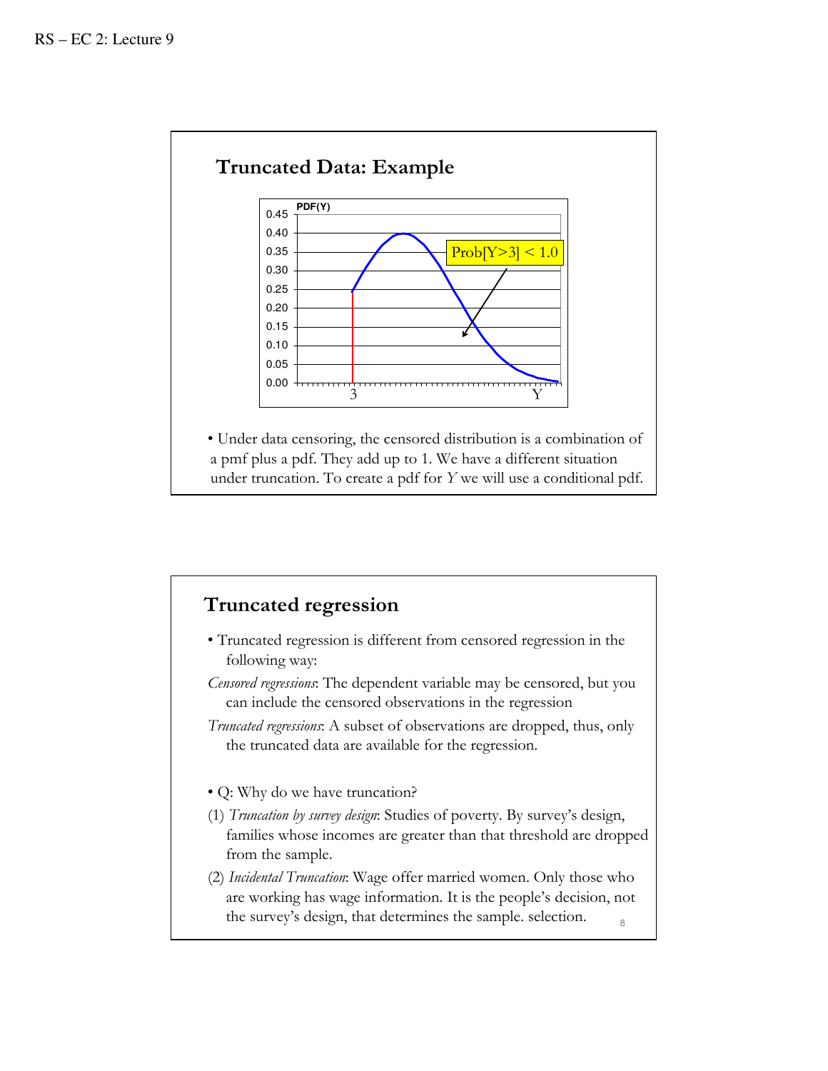## Truncated Data: Example

• Under data censoring, the censored distribution is a combination of a pmf plus a pdf. They add up to 1. We have a different situation under truncation. To create a pdf for $Y$ we will use a conditional pdf.

## Truncated regression

• Truncated regression is different from censored regression in the following way:

*Censored regressions*: The dependent variable may be censored, but you can include the censored observations in the regression

*Truncated regressions*: A subset of observations are dropped, thus, only the truncated data are available for the regression.

• Q: Why do we have truncation?

(1) *Truncation by survey design*: Studies of poverty. By survey's design, families whose incomes are greater than that threshold are dropped from the sample.

(2) *Incidental Truncation*: Wage offer married women. Only those who are working has wage information. It is the people's decision, not the survey's design, that determines the sample. selection.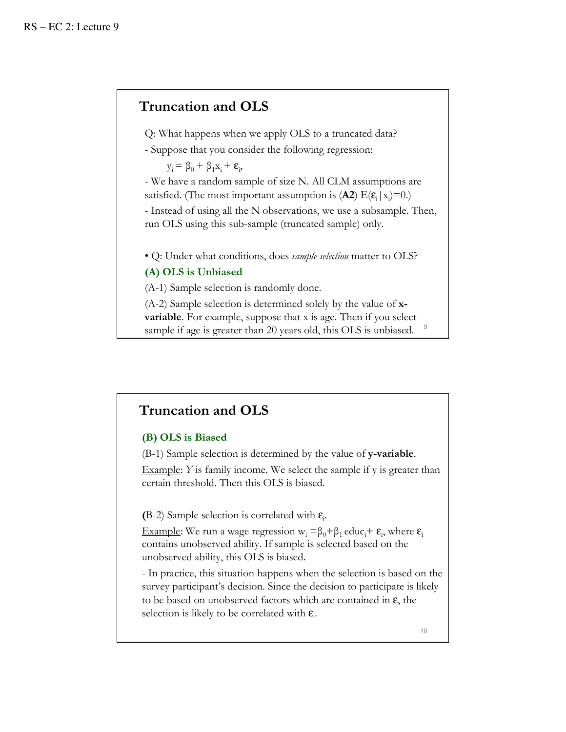## Truncation and OLS

Q: What happens when we apply OLS to a truncated data?

- Suppose that you consider the following regression:

$$y_i = \beta_0 + \beta_1 x_i + \varepsilon_i,$$

- We have a random sample of size N. All CLM assumptions are satisfied. (The most important assumption is (**A2**) $E(\varepsilon_i | x_i)=0$.)
- Instead of using all the N observations, we use a subsample. Then, run OLS using this sub-sample (truncated sample) only.

• Q: Under what conditions, does *sample selection* matter to OLS?

**(A) OLS is Unbiased**

(A-1) Sample selection is randomly done.

(A-2) Sample selection is determined solely by the value of **x-variable**. For example, suppose that x is age. Then if you select sample if age is greater than 20 years old, this OLS is unbiased.

## Truncation and OLS

**(B) OLS is Biased**

(B-1) Sample selection is determined by the value of **y-variable**.

Example: *Y* is family income. We select the sample if y is greater than certain threshold. Then this OLS is biased.

(B-2) Sample selection is correlated with $\varepsilon_i$.

Example: We run a wage regression $w_i = \beta_0 + \beta_1 \, educ_i + \varepsilon_i$, where $\varepsilon_i$ contains unobserved ability. If sample is selected based on the unobserved ability, this OLS is biased.

- In practice, this situation happens when the selection is based on the survey participant's decision. Since the decision to participate is likely to be based on unobserved factors which are contained in $\varepsilon$, the selection is likely to be correlated with $\varepsilon_i$.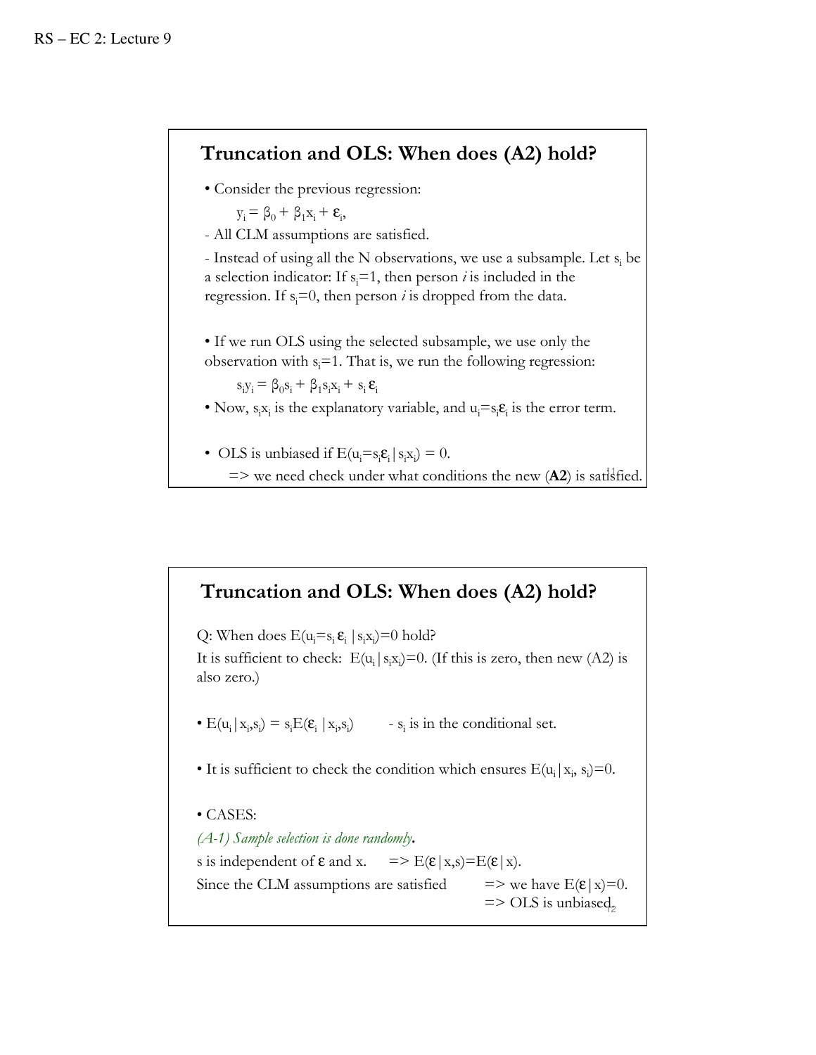## Truncation and OLS: When does (A2) hold?

• Consider the previous regression:

$y_i = \beta_0 + \beta_1 x_i + \varepsilon_i$,

- All CLM assumptions are satisfied.

- Instead of using all the N observations, we use a subsample. Let $s_i$ be a selection indicator: If $s_i$=1, then person *i* is included in the regression. If $s_i$=0, then person *i* is dropped from the data.

• If we run OLS using the selected subsample, we use only the observation with $s_i$=1. That is, we run the following regression:

$s_i y_i = \beta_0 s_i + \beta_1 s_i x_i + s_i \varepsilon_i$

• Now, $s_i x_i$ is the explanatory variable, and $u_i = s_i \varepsilon_i$ is the error term.

• OLS is unbiased if $E(u_i = s_i \varepsilon_i | s_i x_i) = 0$.

=> we need check under what conditions the new (**A2**) is satisfied.

## Truncation and OLS: When does (A2) hold?

Q: When does $E(u_i = s_i \varepsilon_i | s_i x_i) = 0$ hold?

It is sufficient to check: $E(u_i | s_i x_i) = 0$. (If this is zero, then new (A2) is also zero.)

• $E(u_i | x_i, s_i) = s_i E(\varepsilon_i | x_i, s_i)$ - $s_i$ is in the conditional set.

• It is sufficient to check the condition which ensures $E(u_i | x_i, s_i) = 0$.

• CASES:

*(A-1) Sample selection is done randomly***.**

s is independent of $\varepsilon$ and x. => $E(\varepsilon | x, s) = E(\varepsilon | x)$.

Since the CLM assumptions are satisfied => we have $E(\varepsilon | x) = 0$.

=> OLS is unbiased.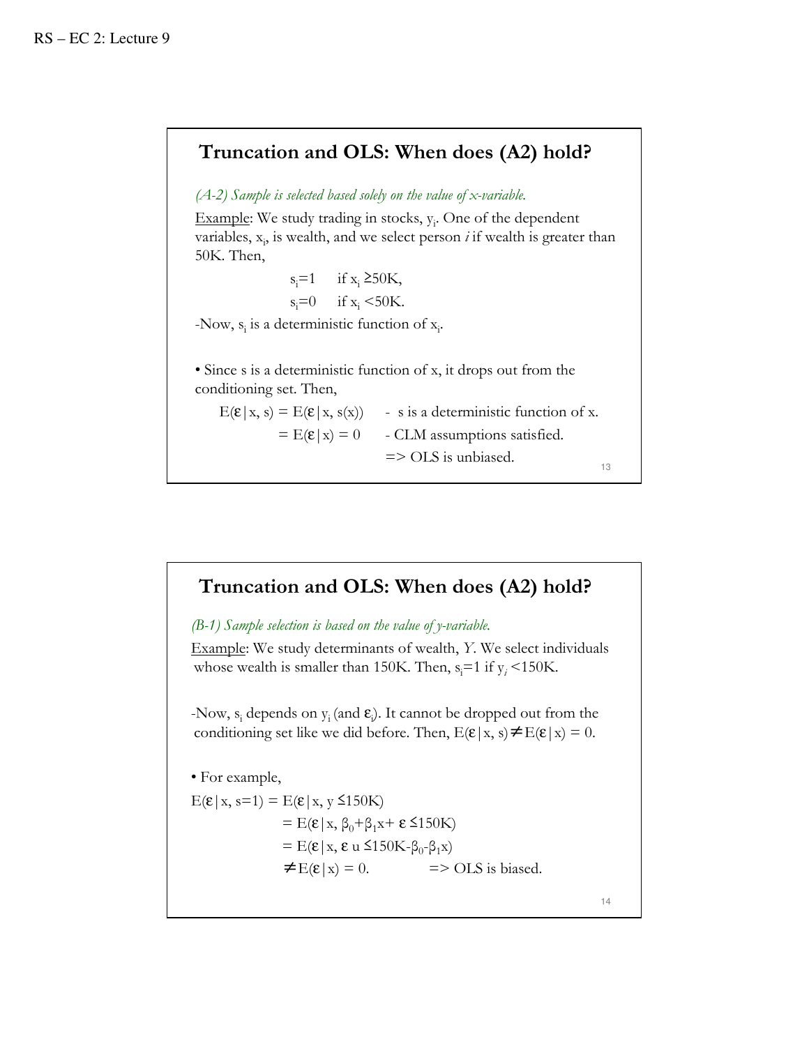## Truncation and OLS: When does (A2) hold?

*(A-2) Sample is selected based solely on the value of x-variable.*

Example: We study trading in stocks, $y_i$. One of the dependent variables, $x_i$, is wealth, and we select person *i* if wealth is greater than 50K. Then,

$$s_i=1 \quad \text{if } x_i \geq 50K,$$
$$s_i=0 \quad \text{if } x_i < 50K.$$

-Now, $s_i$ is a deterministic function of $x_i$.

• Since s is a deterministic function of x, it drops out from the conditioning set. Then,

$E(\varepsilon|x, s) = E(\varepsilon|x, s(x))$ - s is a deterministic function of x.

$= E(\varepsilon|x) = 0$ - CLM assumptions satisfied.

=> OLS is unbiased.

## Truncation and OLS: When does (A2) hold?

*(B-1) Sample selection is based on the value of y-variable.*

Example: We study determinants of wealth, *Y*. We select individuals whose wealth is smaller than 150K. Then, $s_i=1$ if $y_i < 150K$.

-Now, $s_i$ depends on $y_i$ (and $\varepsilon_i$). It cannot be dropped out from the conditioning set like we did before. Then, $E(\varepsilon|x, s) \neq E(\varepsilon|x) = 0$.

• For example,

$$
\begin{aligned}
E(\varepsilon|x, s=1) &= E(\varepsilon|x, y \leq 150K) \\
&= E(\varepsilon|x, \beta_0+\beta_1 x+ \varepsilon \leq 150K) \\
&= E(\varepsilon|x, \varepsilon\ u \leq 150K-\beta_0-\beta_1 x) \\
&\neq E(\varepsilon|x) = 0. \qquad \text{=> OLS is biased.}
\end{aligned}
$$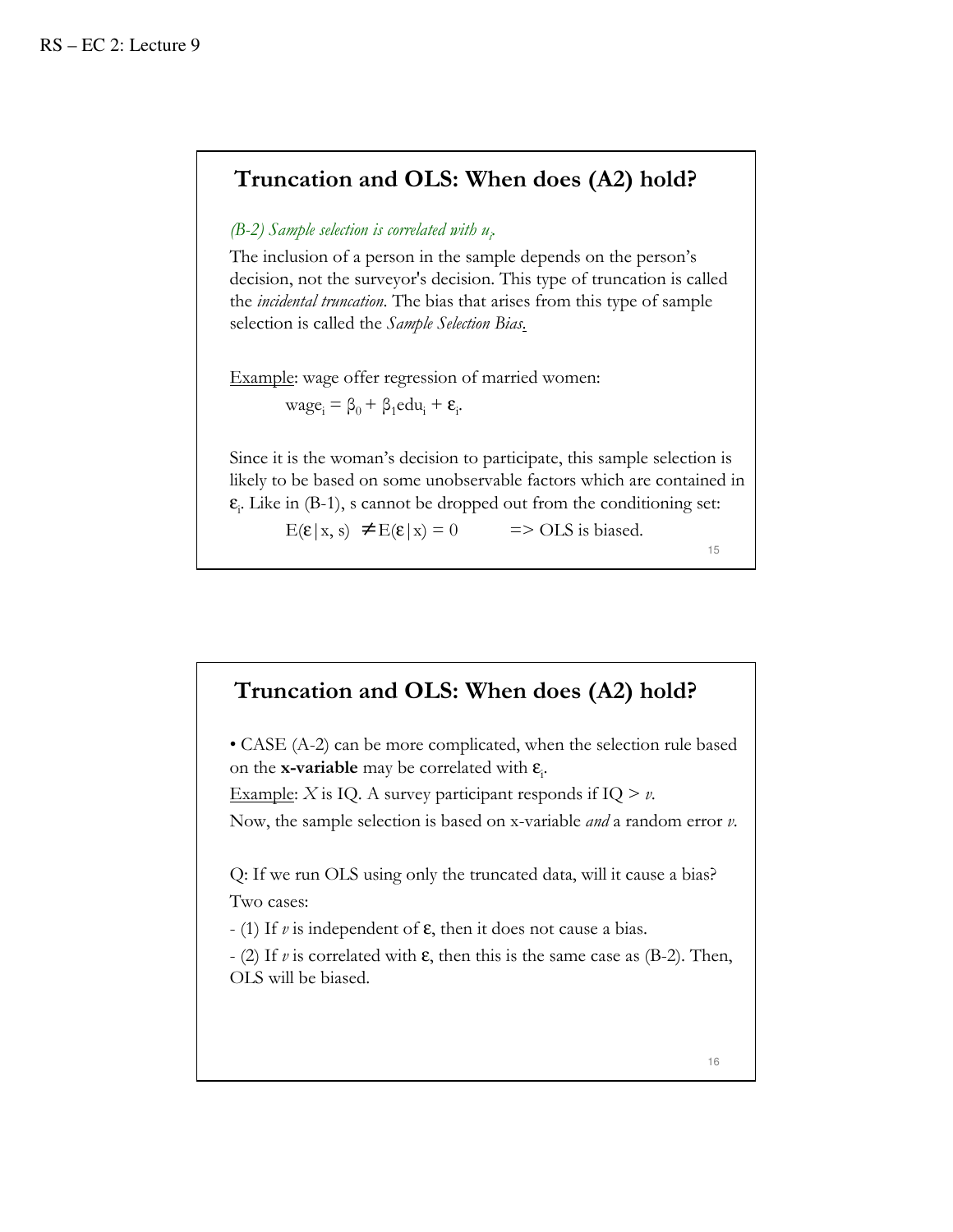## Truncation and OLS: When does (A2) hold?

*(B-2) Sample selection is correlated with $u_i$.*

The inclusion of a person in the sample depends on the person's decision, not the surveyor's decision. This type of truncation is called the *incidental truncation*. The bias that arises from this type of sample selection is called the *Sample Selection Bias*.

Example: wage offer regression of married women:

$$\text{wage}_i = \beta_0 + \beta_1 \text{edu}_i + \varepsilon_i.$$

Since it is the woman's decision to participate, this sample selection is likely to be based on some unobservable factors which are contained in $\varepsilon_i$. Like in (B-1), s cannot be dropped out from the conditioning set:

$$E(\varepsilon|x, s) \neq E(\varepsilon|x) = 0 \qquad \Rightarrow \text{OLS is biased.}$$

## Truncation and OLS: When does (A2) hold?

- CASE (A-2) can be more complicated, when the selection rule based on the **x-variable** may be correlated with $\varepsilon_i$.

Example: $X$ is IQ. A survey participant responds if IQ > $v$.

Now, the sample selection is based on x-variable *and* a random error $v$.

Q: If we run OLS using only the truncated data, will it cause a bias?

Two cases:

- (1) If $v$ is independent of $\varepsilon$, then it does not cause a bias.
- (2) If $v$ is correlated with $\varepsilon$, then this is the same case as (B-2). Then, OLS will be biased.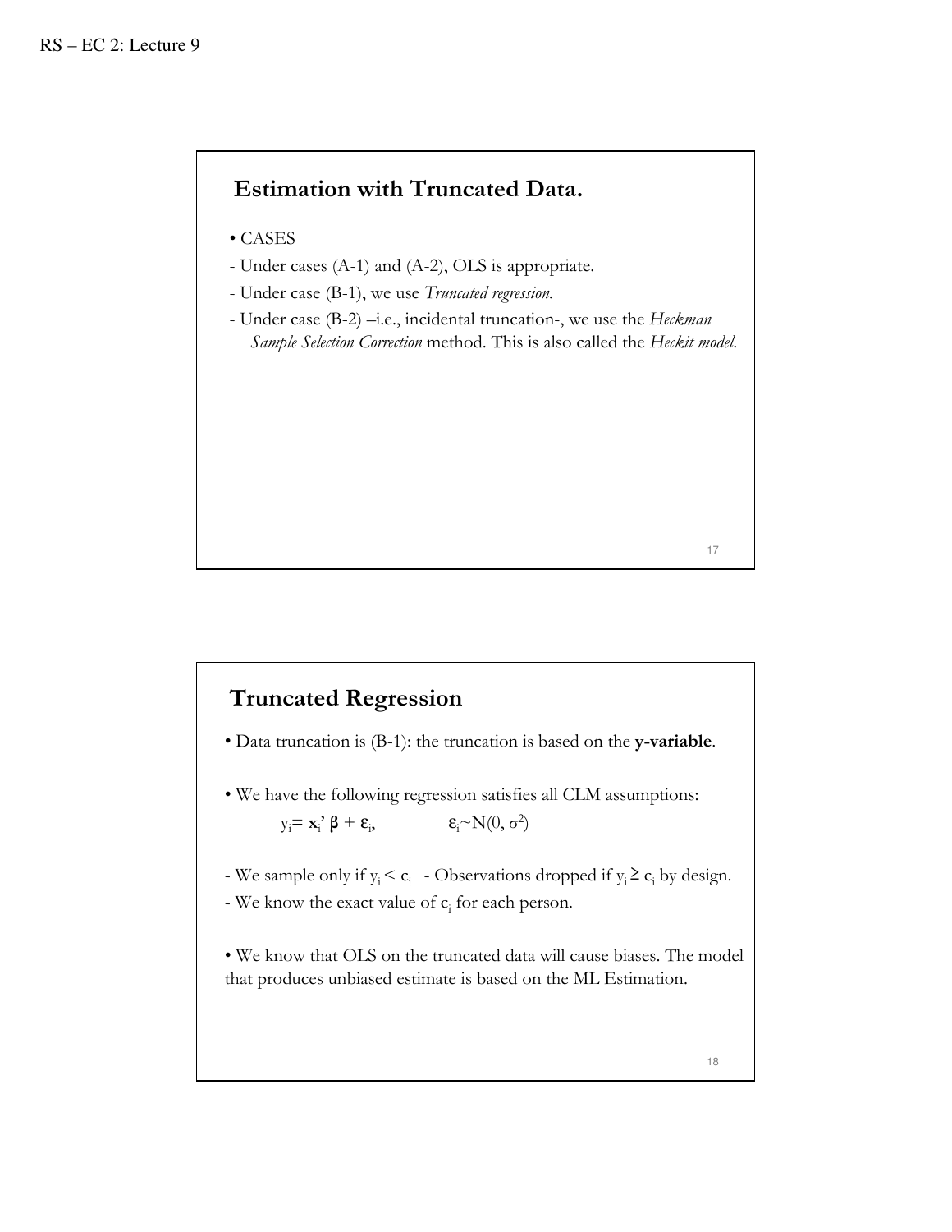## Estimation with Truncated Data.

• CASES

- Under cases (A-1) and (A-2), OLS is appropriate.
- Under case (B-1), we use *Truncated regression*.
- Under case (B-2) –i.e., incidental truncation-, we use the *Heckman Sample Selection Correction* method. This is also called the *Heckit model*.

## Truncated Regression

• Data truncation is (B-1): the truncation is based on the **y-variable**.

• We have the following regression satisfies all CLM assumptions:

$$y_i = \mathbf{x}_i' \beta + \varepsilon_i, \qquad \varepsilon_i \sim N(0, \sigma^2)$$

- We sample only if $y_i < c_i$ - Observations dropped if $y_i \geq c_i$ by design.
- We know the exact value of $c_i$ for each person.

• We know that OLS on the truncated data will cause biases. The model that produces unbiased estimate is based on the ML Estimation.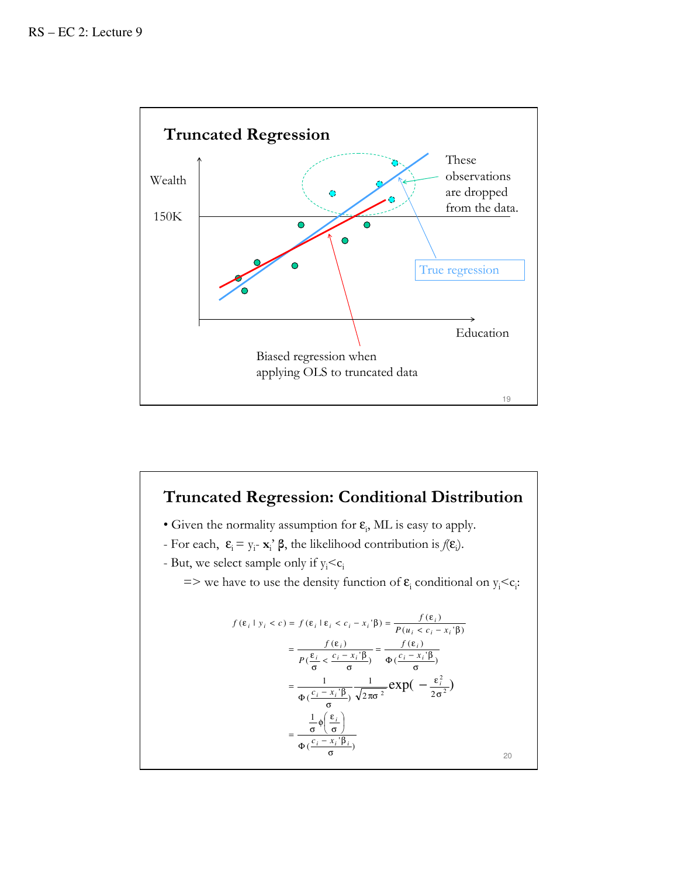## Truncated Regression

Wealth

150K

These observations are dropped from the data.

True regression

Education

Biased regression when applying OLS to truncated data

## Truncated Regression: Conditional Distribution

- Given the normality assumption for $\varepsilon_i$, ML is easy to apply.

- For each, $\varepsilon_i = y_i - \mathbf{x}_i' \boldsymbol{\beta}$, the likelihood contribution is $f(\varepsilon_i)$.

- But, we select sample only if $y_i < c_i$

=> we have to use the density function of $\varepsilon_i$ conditional on $y_i < c_i$:

$$
\begin{aligned}
f(\varepsilon_i \mid y_i < c) = f(\varepsilon_i \mid \varepsilon_i < c_i - x_i'\beta) &= \frac{f(\varepsilon_i)}{P(u_i < c_i - x_i'\beta)} \\
&= \frac{f(\varepsilon_i)}{P(\frac{\varepsilon_i}{\sigma} < \frac{c_i - x_i'\beta}{\sigma})} = \frac{f(\varepsilon_i)}{\Phi(\frac{c_i - x_i'\beta}{\sigma})} \\
&= \frac{1}{\Phi(\frac{c_i - x_i'\beta}{\sigma})} \frac{1}{\sqrt{2\pi\sigma^2}} \exp(-\frac{\varepsilon_i^2}{2\sigma^2}) \\
&= \frac{\frac{1}{\sigma}\phi\left(\frac{\varepsilon_i}{\sigma}\right)}{\Phi(\frac{c_i - x_i'\beta_i}{\sigma})}
\end{aligned}
$$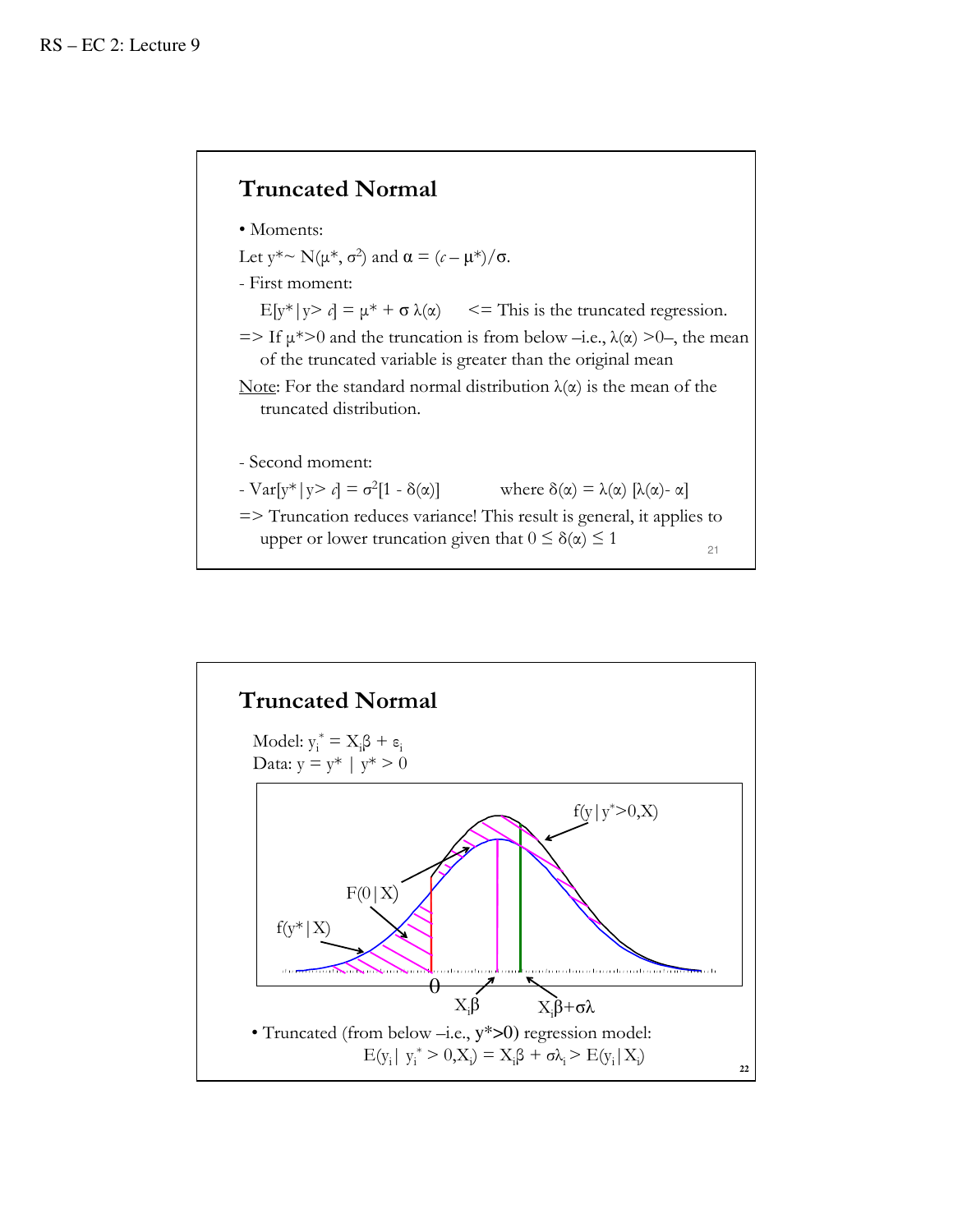## Truncated Normal

- Moments:

Let $y^* \sim N(\mu^*, \sigma^2)$ and $\alpha = (c - \mu^*)/\sigma$.

- First moment:

$E[y^*|y> c] = \mu^* + \sigma\, \lambda(\alpha)$ <= This is the truncated regression.

=> If $\mu^*>0$ and the truncation is from below –i.e., $\lambda(\alpha) >0$–, the mean of the truncated variable is greater than the original mean

<u>Note</u>: For the standard normal distribution $\lambda(\alpha)$ is the mean of the truncated distribution.

- Second moment:

- $Var[y^*|y> c] = \sigma^2[1 - \delta(\alpha)]$ where $\delta(\alpha) = \lambda(\alpha)\,[\lambda(\alpha)- \alpha]$

=> Truncation reduces variance! This result is general, it applies to upper or lower truncation given that $0 \leq \delta(\alpha) \leq 1$

## Truncated Normal

Model: $y_i^* = X_i\beta + \varepsilon_i$

Data: $y = y^* \mid y^* > 0$

- Truncated (from below –i.e., $y^*>0$) regression model:

$$E(y_i \mid y_i^* > 0, X_i) = X_i\beta + \sigma\lambda_i > E(y_i|X_i)$$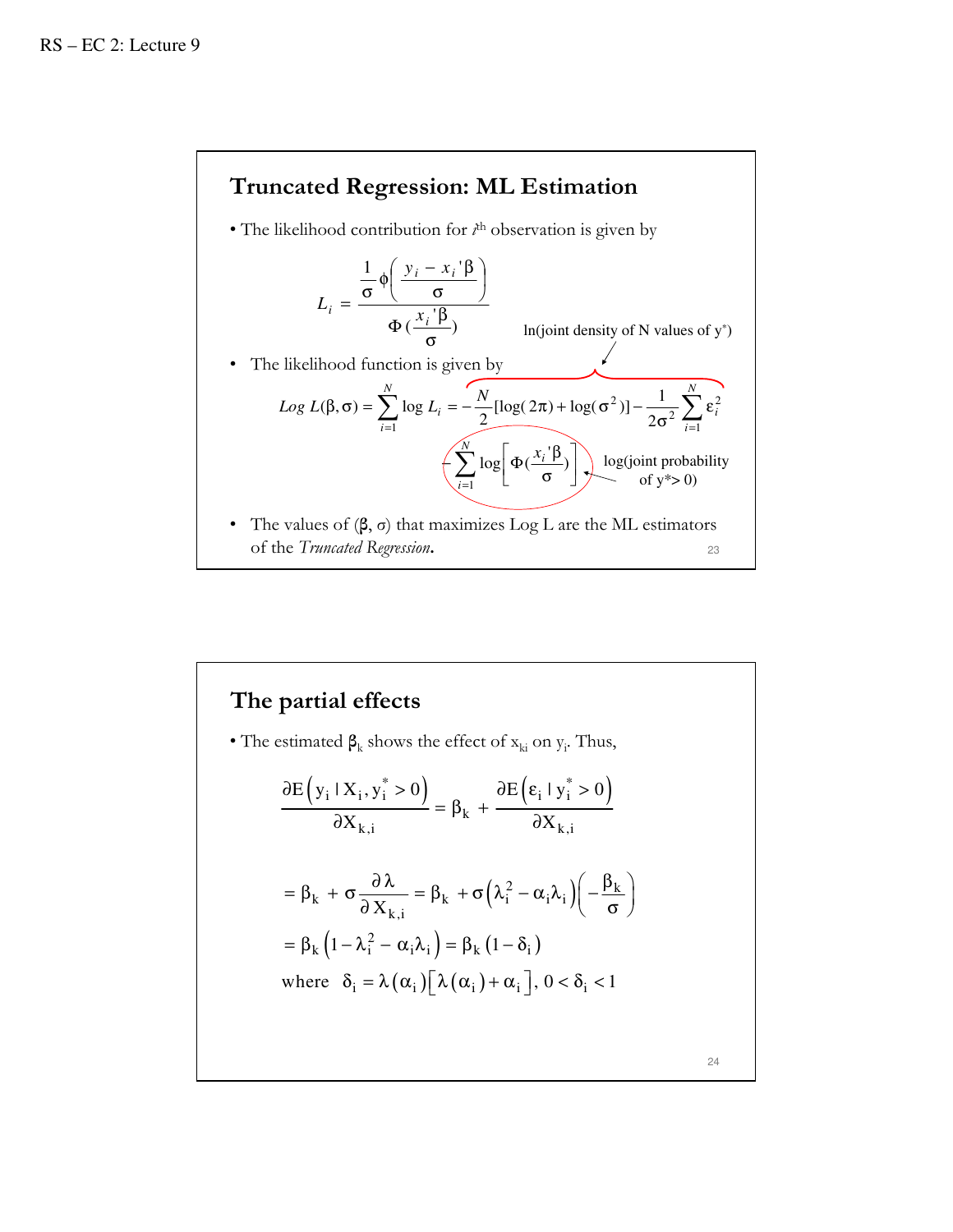## Truncated Regression: ML Estimation

- The likelihood contribution for $i^{th}$ observation is given by

$$L_i = \frac{\frac{1}{\sigma}\phi\left(\frac{y_i - x_i'\beta}{\sigma}\right)}{\Phi\left(\frac{x_i'\beta}{\sigma}\right)}$$

- The likelihood function is given by

$$Log\ L(\beta,\sigma) = \sum_{i=1}^{N} \log L_i = \underbrace{-\frac{N}{2}[\log(2\pi) + \log(\sigma^2)] - \frac{1}{2\sigma^2}\sum_{i=1}^{N}\varepsilon_i^2}_{\text{ln(joint density of N values of } y^*)} \underbrace{- \sum_{i=1}^{N}\log\left[\Phi\left(\frac{x_i'\beta}{\sigma}\right)\right]}_{\text{log(joint probability of } y^* > 0)}$$

- The values of ($\beta$, $\sigma$) that maximizes Log L are the ML estimators of the *Truncated Regression.*

## The partial effects

- The estimated $\beta_k$ shows the effect of $x_{ki}$ on $y_i$. Thus,

$$\frac{\partial E\left(y_i \mid X_i, y_i^* > 0\right)}{\partial X_{k,i}} = \beta_k + \frac{\partial E\left(\varepsilon_i \mid y_i^* > 0\right)}{\partial X_{k,i}}$$

$$= \beta_k + \sigma\frac{\partial \lambda}{\partial X_{k,i}} = \beta_k + \sigma\left(\lambda_i^2 - \alpha_i\lambda_i\right)\left(-\frac{\beta_k}{\sigma}\right)$$

$$= \beta_k\left(1 - \lambda_i^2 - \alpha_i\lambda_i\right) = \beta_k\left(1 - \delta_i\right)$$

where $\delta_i = \lambda(\alpha_i)\left[\lambda(\alpha_i) + \alpha_i\right],\ 0 < \delta_i < 1$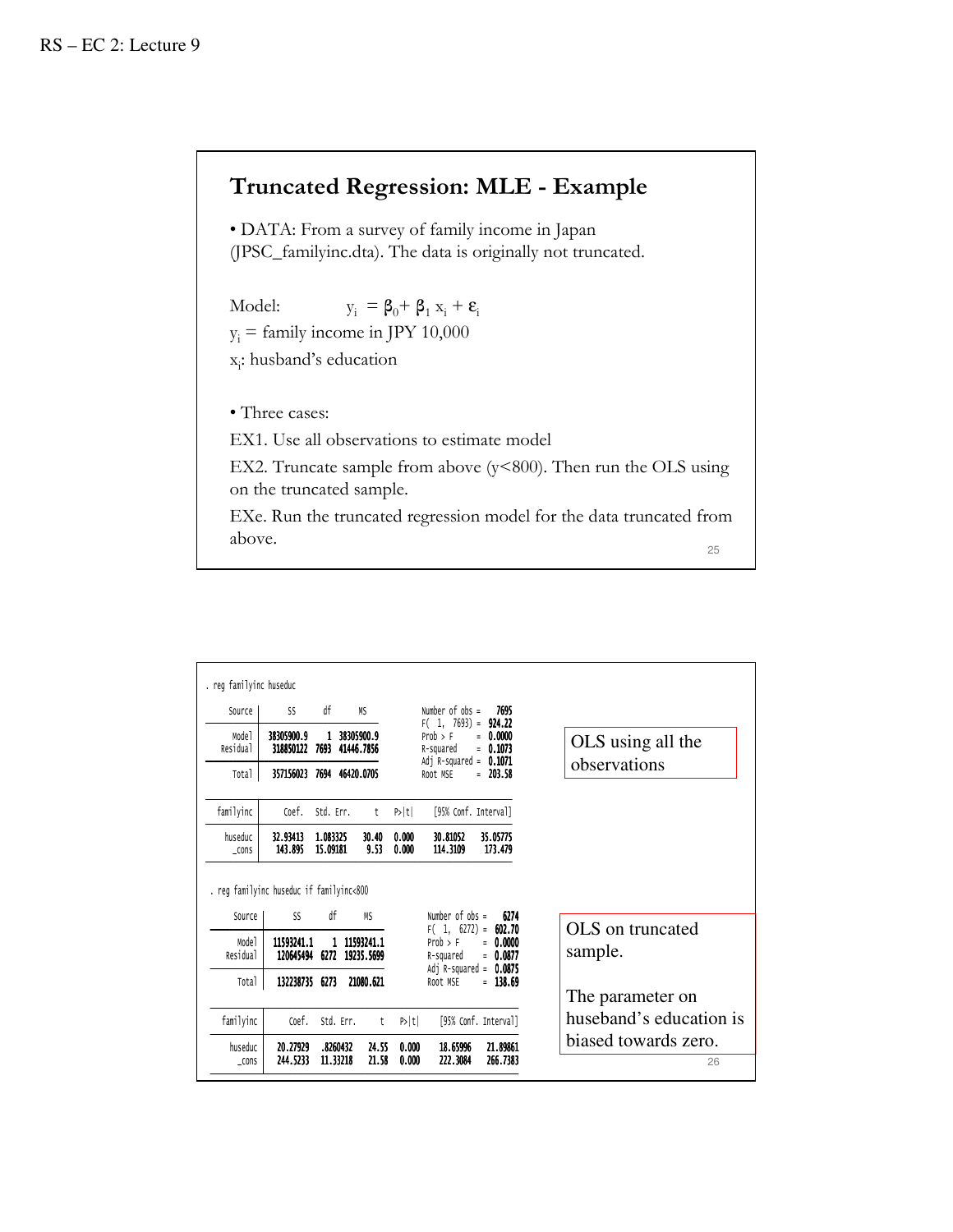## Truncated Regression: MLE - Example

• DATA: From a survey of family income in Japan (JPSC_familyinc.dta). The data is originally not truncated.

Model: $y_i = \beta_0 + \beta_1 x_i + \varepsilon_i$

$y_i$ = family income in JPY 10,000

$x_i$: husband's education

• Three cases:

EX1. Use all observations to estimate model

EX2. Truncate sample from above (y<800). Then run the OLS using on the truncated sample.

EXe. Run the truncated regression model for the data truncated from above.

```
. reg familyinc huseduc

      Source |       SS       df       MS              Number of obs =    7695
-------------+------------------------------           F(  1,  7693) =  924.22
       Model |  38305900.9     1  38305900.9           Prob > F      =  0.0000
    Residual |   318850122  7693  41446.7856           R-squared     =  0.1073
-------------+------------------------------           Adj R-squared =  0.1071
       Total |   357156023  7694  46420.0705           Root MSE      =  203.58

------------------------------------------------------------------------------
   familyinc |      Coef.   Std. Err.      t    P>|t|     [95% Conf. Interval]
-------------+----------------------------------------------------------------
     huseduc |   32.93413   1.083325    30.40   0.000     30.81052    35.05775
       _cons |    143.895   15.09181     9.53   0.000     114.3109     173.479
------------------------------------------------------------------------------
```

OLS using all the observations

```
. reg familyinc huseduc if familyinc<800

      Source |       SS       df       MS              Number of obs =    6274
-------------+------------------------------           F(  1,  6272) =  602.70
       Model |  11593241.1     1  11593241.1           Prob > F      =  0.0000
    Residual |   120645494  6272  19235.5699           R-squared     =  0.0877
-------------+------------------------------           Adj R-squared =  0.0875
       Total |   132238735  6273   21080.621           Root MSE      =  138.69

------------------------------------------------------------------------------
   familyinc |      Coef.   Std. Err.      t    P>|t|     [95% Conf. Interval]
-------------+----------------------------------------------------------------
     huseduc |   20.27929   .8260432    24.55   0.000     18.65996    21.89861
       _cons |   244.5233   11.33218    21.58   0.000     222.3084    266.7383
------------------------------------------------------------------------------
```

OLS on truncated sample.

The parameter on huseband's education is biased towards zero.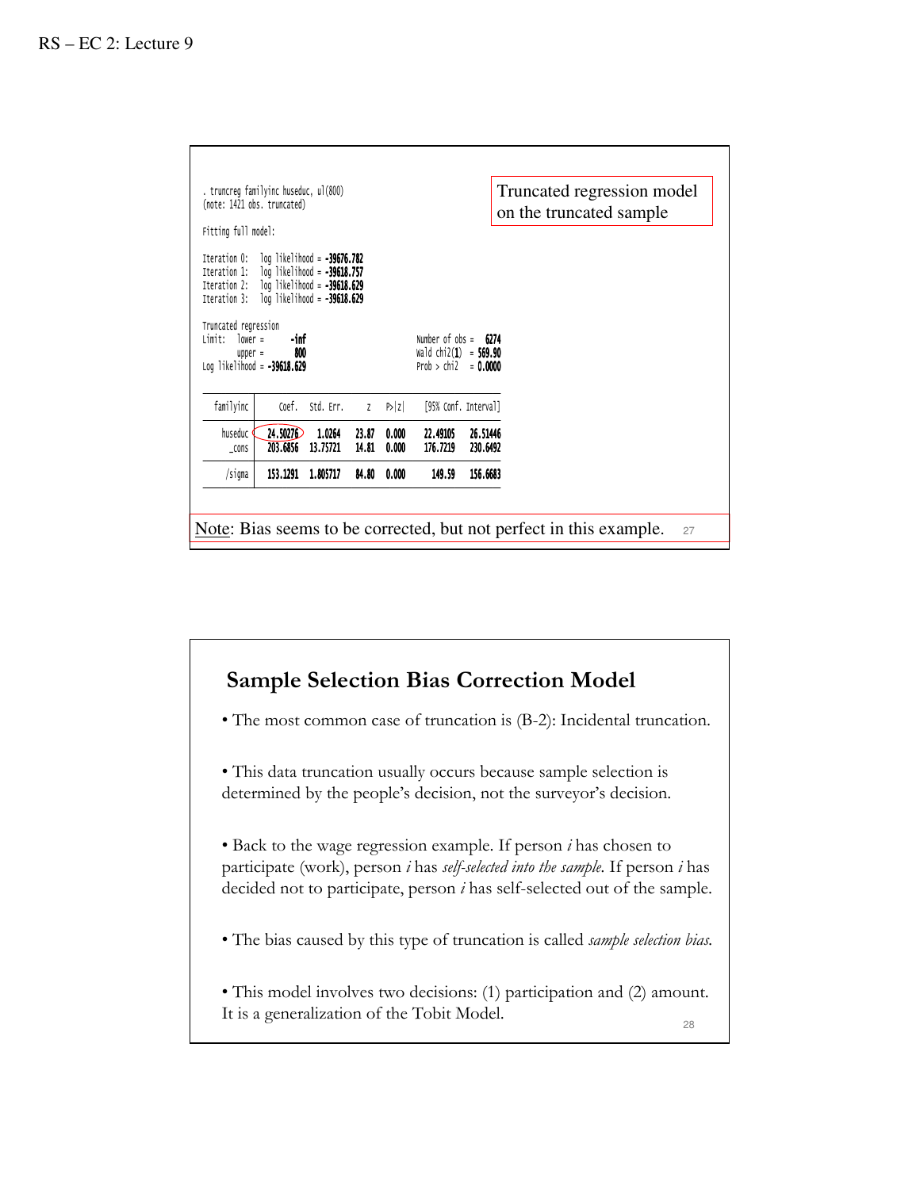```
. truncreg familyinc huseduc, ul(800)
(note: 1421 obs. truncated)

Fitting full model:

Iteration 0:   log likelihood = -39676.782
Iteration 1:   log likelihood = -39618.757
Iteration 2:   log likelihood = -39618.629
Iteration 3:   log likelihood = -39618.629

Truncated regression
Limit:   lower =      -inf                      Number of obs  =     6274
         upper =       800                      Wald chi2(1)   =   569.90
Log likelihood = -39618.629                     Prob > chi2    =   0.0000
```

| familyinc | Coef. | Std. Err. | z | P>\|z\| | [95% Conf. Interval] | |
|---|---|---|---|---|---|---|
| huseduc | 24.50276 | 1.0264 | 23.87 | 0.000 | 22.49105 | 26.51446 |
| _cons | 203.6856 | 13.75721 | 14.81 | 0.000 | 176.7219 | 230.6492 |
| /sigma | 153.1291 | 1.805717 | 84.80 | 0.000 | 149.59 | 156.6683 |

Truncated regression model on the truncated sample

Note: Bias seems to be corrected, but not perfect in this example.

## Sample Selection Bias Correction Model

- The most common case of truncation is (B-2): Incidental truncation.

- This data truncation usually occurs because sample selection is determined by the people's decision, not the surveyor's decision.

- Back to the wage regression example. If person $i$ has chosen to participate (work), person $i$ has *self-selected into the sample.* If person $i$ has decided not to participate, person $i$ has self-selected out of the sample.

- The bias caused by this type of truncation is called *sample selection bias.*

- This model involves two decisions: (1) participation and (2) amount. It is a generalization of the Tobit Model.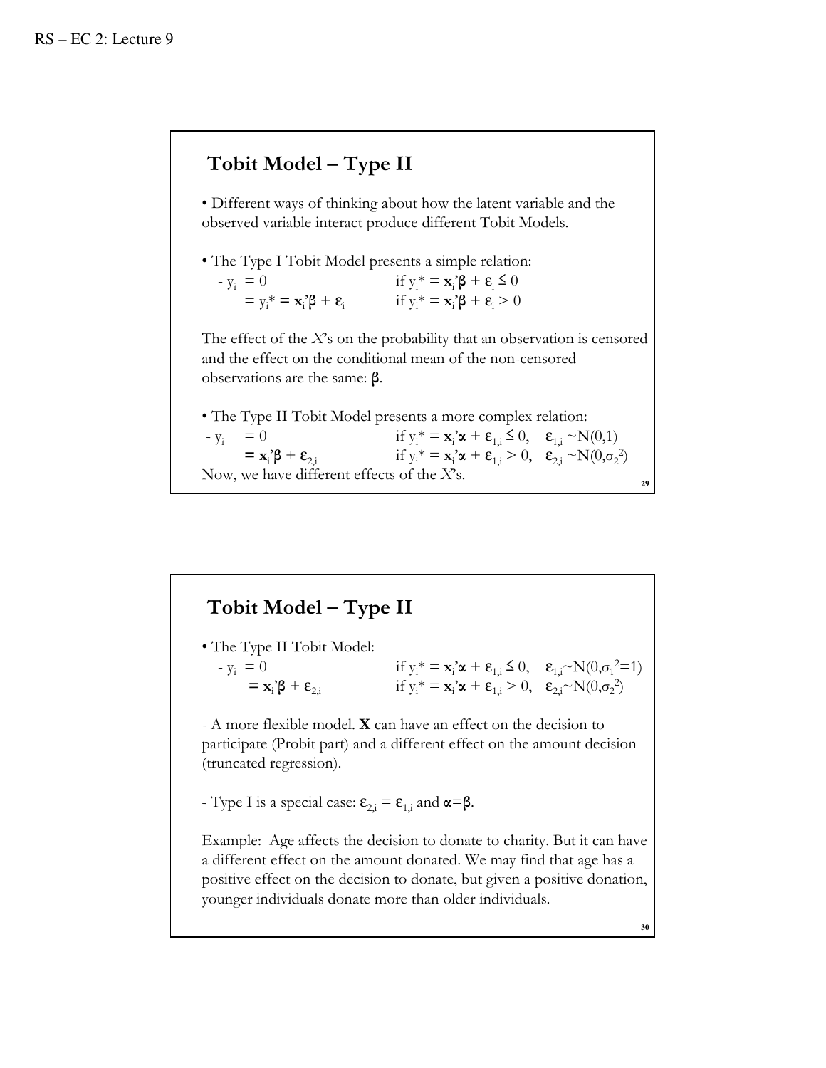## Tobit Model – Type II

• Different ways of thinking about how the latent variable and the observed variable interact produce different Tobit Models.

• The Type I Tobit Model presents a simple relation:

- $y_i = 0 \qquad\qquad\qquad \text{if } y_i^* = \mathbf{x}_i'\beta + \varepsilon_i \leq 0$

  $\quad = y_i^* = \mathbf{x}_i'\beta + \varepsilon_i \qquad \text{if } y_i^* = \mathbf{x}_i'\beta + \varepsilon_i > 0$

The effect of the *X*'s on the probability that an observation is censored and the effect on the conditional mean of the non-censored observations are the same: $\beta$.

• The Type II Tobit Model presents a more complex relation:

- $y_i = 0 \qquad\qquad \text{if } y_i^* = \mathbf{x}_i'\alpha + \varepsilon_{1,i} \leq 0, \quad \varepsilon_{1,i} \sim N(0,1)$

  $\quad = \mathbf{x}_i'\beta + \varepsilon_{2,i} \qquad \text{if } y_i^* = \mathbf{x}_i'\alpha + \varepsilon_{1,i} > 0, \quad \varepsilon_{2,i} \sim N(0,\sigma_2^2)$

Now, we have different effects of the *X*'s.

## Tobit Model – Type II

• The Type II Tobit Model:

- $y_i = 0 \qquad\qquad \text{if } y_i^* = \mathbf{x}_i'\alpha + \varepsilon_{1,i} \leq 0, \quad \varepsilon_{1,i} \sim N(0,\sigma_1^2=1)$

  $\quad = \mathbf{x}_i'\beta + \varepsilon_{2,i} \qquad \text{if } y_i^* = \mathbf{x}_i'\alpha + \varepsilon_{1,i} > 0, \quad \varepsilon_{2,i} \sim N(0,\sigma_2^2)$

- A more flexible model. **X** can have an effect on the decision to participate (Probit part) and a different effect on the amount decision (truncated regression).

- Type I is a special case: $\varepsilon_{2,i} = \varepsilon_{1,i}$ and $\alpha=\beta$.

Example: Age affects the decision to donate to charity. But it can have a different effect on the amount donated. We may find that age has a positive effect on the decision to donate, but given a positive donation, younger individuals donate more than older individuals.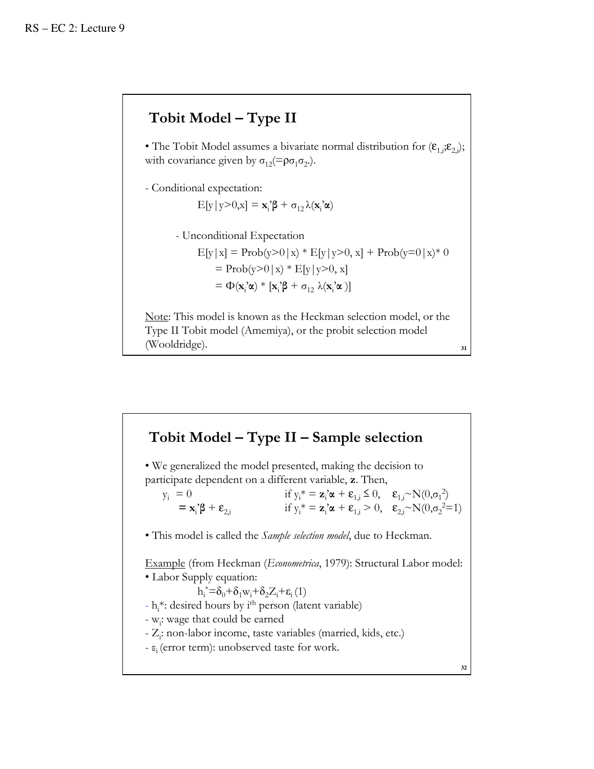## Tobit Model – Type II

• The Tobit Model assumes a bivariate normal distribution for $(\varepsilon_{1,i};\varepsilon_{2,i})$; with covariance given by $\sigma_{12}(=\rho\sigma_1\sigma_2.)$.

- Conditional expectation:

$$E[y|y>0,x] = \mathbf{x}_i'\boldsymbol{\beta} + \sigma_{12}\,\lambda(\mathbf{x}_i'\boldsymbol{\alpha})$$

- Unconditional Expectation

$$E[y|x] = \text{Prob}(y>0|x) * E[y|y>0, x] + \text{Prob}(y=0|x)* 0$$
$$= \text{Prob}(y>0|x) * E[y|y>0, x]$$
$$= \Phi(\mathbf{x}_i'\boldsymbol{\alpha}) * [\mathbf{x}_i'\boldsymbol{\beta} + \sigma_{12}\,\lambda(\mathbf{x}_i'\boldsymbol{\alpha})]$$

Note: This model is known as the Heckman selection model, or the Type II Tobit model (Amemiya), or the probit selection model (Wooldridge).

## Tobit Model – Type II – Sample selection

• We generalized the model presented, making the decision to participate dependent on a different variable, **z**. Then,

$$y_i = 0 \qquad \text{if } y_i^* = \mathbf{z}_i'\boldsymbol{\alpha} + \varepsilon_{1,i} \leq 0, \quad \varepsilon_{1,i}\sim N(0,\sigma_1^2)$$
$$= \mathbf{x}_i'\boldsymbol{\beta} + \varepsilon_{2,i} \qquad \text{if } y_i^* = \mathbf{z}_i'\boldsymbol{\alpha} + \varepsilon_{1,i} > 0, \quad \varepsilon_{2,i}\sim N(0,\sigma_2^2=1)$$

• This model is called the *Sample selection model*, due to Heckman.

Example (from Heckman (*Econometrica*, 1979): Structural Labor model:

• Labor Supply equation:

$$h_i^*=\delta_0+\delta_1 w_i+\delta_2 Z_i+\varepsilon_i \;(1)$$

- $h_i^*$: desired hours by $i^{th}$ person (latent variable)
- $w_i$: wage that could be earned
- $Z_i$: non-labor income, taste variables (married, kids, etc.)
- $\varepsilon_i$ (error term): unobserved taste for work.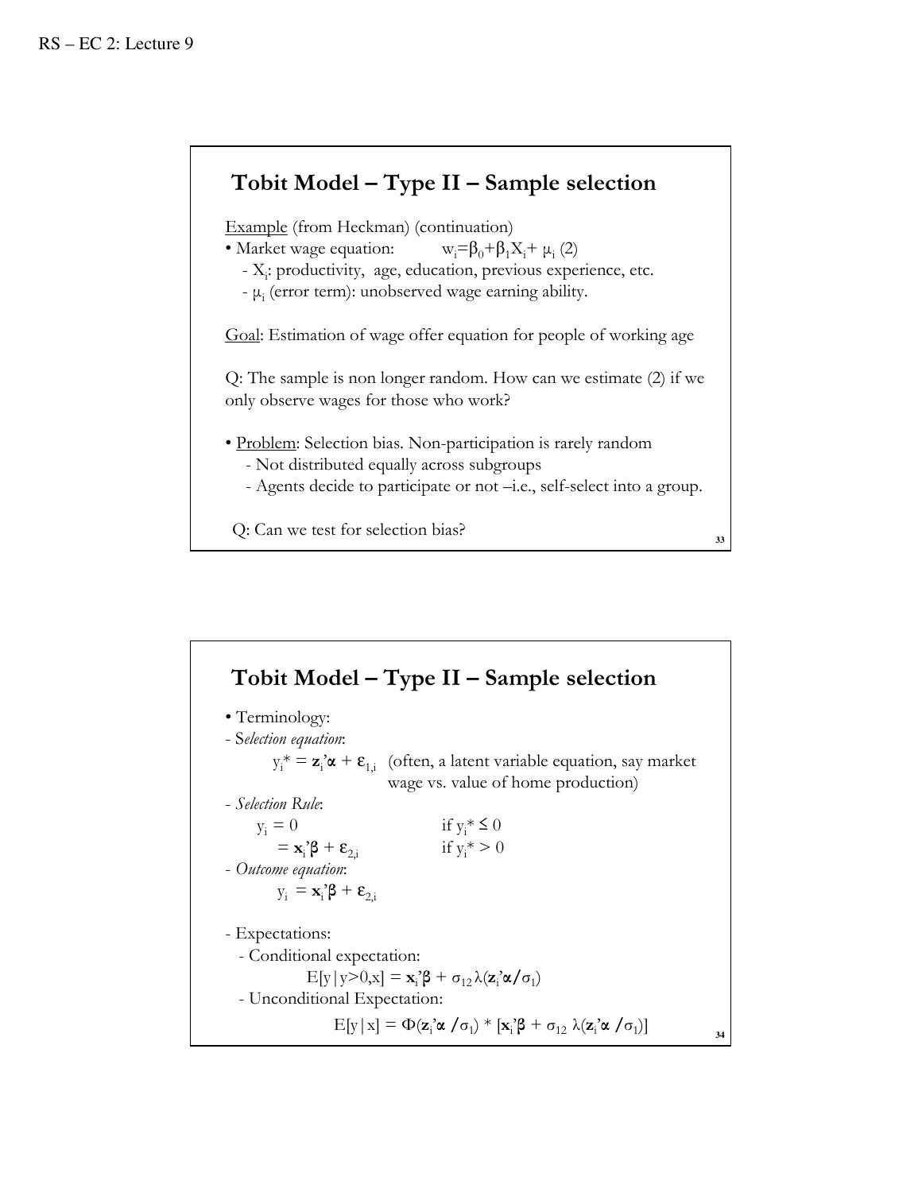## Tobit Model – Type II – Sample selection

Example (from Heckman) (continuation)

- Market wage equation: $w_i = \beta_0 + \beta_1 X_i + \mu_i$ (2)
  - $X_i$: productivity, age, education, previous experience, etc.
  - $\mu_i$ (error term): unobserved wage earning ability.

Goal: Estimation of wage offer equation for people of working age

Q: The sample is non longer random. How can we estimate (2) if we only observe wages for those who work?

- Problem: Selection bias. Non-participation is rarely random
  - Not distributed equally across subgroups
  - Agents decide to participate or not –i.e., self-select into a group.

Q: Can we test for selection bias?

## Tobit Model – Type II – Sample selection

- Terminology:

- *Selection equation*:

$$y_i^* = \mathbf{z}_i'\boldsymbol{\alpha} + \varepsilon_{1,i}$$ (often, a latent variable equation, say market wage vs. value of home production)

- *Selection Rule*:

$$y_i = 0 \qquad \text{if } y_i^* \leq 0$$
$$= \mathbf{x}_i'\boldsymbol{\beta} + \varepsilon_{2,i} \qquad \text{if } y_i^* > 0$$

- *Outcome equation*:

$$y_i = \mathbf{x}_i'\boldsymbol{\beta} + \varepsilon_{2,i}$$

- Expectations:
  - Conditional expectation:

$$E[y|y>0,x] = \mathbf{x}_i'\boldsymbol{\beta} + \sigma_{12}\,\lambda(\mathbf{z}_i'\boldsymbol{\alpha}/\sigma_1)$$

  - Unconditional Expectation:

$$E[y|x] = \Phi(\mathbf{z}_i'\boldsymbol{\alpha}/\sigma_1) * [\mathbf{x}_i'\boldsymbol{\beta} + \sigma_{12}\,\lambda(\mathbf{z}_i'\boldsymbol{\alpha}/\sigma_1)]$$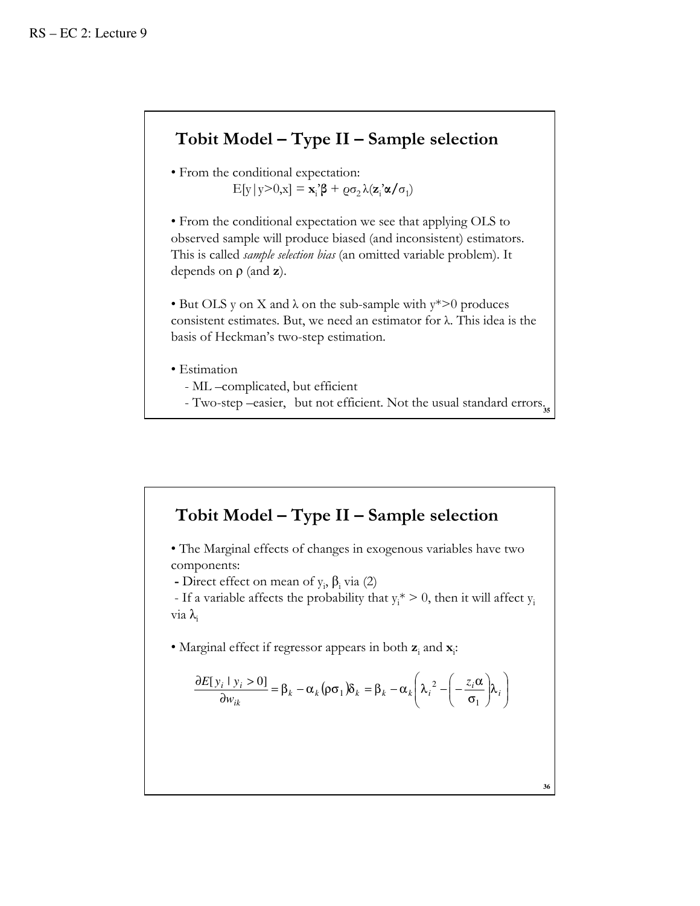## Tobit Model – Type II – Sample selection

- From the conditional expectation:

$$E[y|y>0,x] = \mathbf{x}_i'\beta + \rho\sigma_2\,\lambda(\mathbf{z}_i'\alpha/\sigma_1)$$

- From the conditional expectation we see that applying OLS to observed sample will produce biased (and inconsistent) estimators. This is called *sample selection bias* (an omitted variable problem). It depends on $\rho$ (and $\mathbf{z}$).

- But OLS y on X and $\lambda$ on the sub-sample with $y^*>0$ produces consistent estimates. But, we need an estimator for $\lambda$. This idea is the basis of Heckman's two-step estimation.

- Estimation
  - ML –complicated, but efficient
  - Two-step –easier, but not efficient. Not the usual standard errors.

## Tobit Model – Type II – Sample selection

- The Marginal effects of changes in exogenous variables have two components:
  - Direct effect on mean of $y_i$, $\beta_i$ via (2)
  - If a variable affects the probability that $y_i^* > 0$, then it will affect $y_i$ via $\lambda_i$

- Marginal effect if regressor appears in both $\mathbf{z}_i$ and $\mathbf{x}_i$:

$$\frac{\partial E[y_i \mid y_i > 0]}{\partial w_{ik}} = \beta_k - \alpha_k(\rho\sigma_1)\delta_k = \beta_k - \alpha_k\left(\lambda_i^{\,2} - \left(-\frac{z_i\alpha}{\sigma_1}\right)\lambda_i\right)$$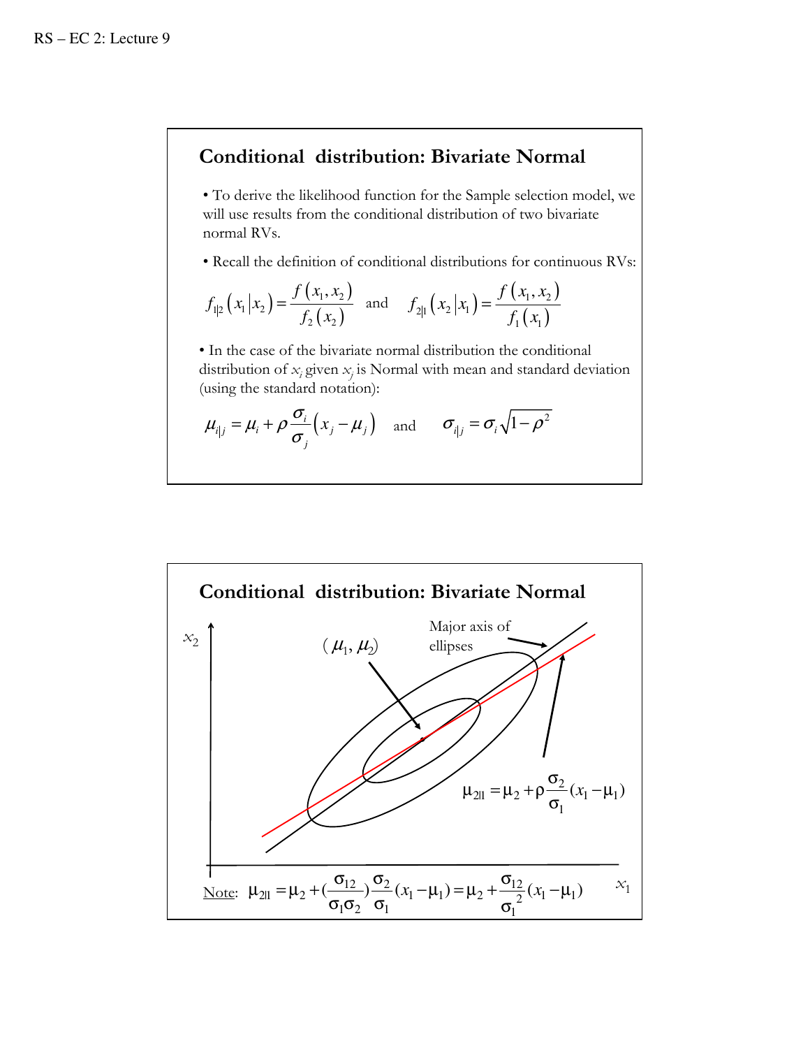## Conditional distribution: Bivariate Normal

- To derive the likelihood function for the Sample selection model, we will use results from the conditional distribution of two bivariate normal RVs.

- Recall the definition of conditional distributions for continuous RVs:

$$f_{1|2}\left(x_1 \middle| x_2\right) = \frac{f\left(x_1, x_2\right)}{f_2\left(x_2\right)} \quad \text{and} \quad f_{2|1}\left(x_2 \middle| x_1\right) = \frac{f\left(x_1, x_2\right)}{f_1\left(x_1\right)}$$

- In the case of the bivariate normal distribution the conditional distribution of $x_i$ given $x_j$ is Normal with mean and standard deviation (using the standard notation):

$$\mu_{i|j} = \mu_i + \rho \frac{\sigma_i}{\sigma_j}\left(x_j - \mu_j\right) \quad \text{and} \quad \sigma_{i|j} = \sigma_i \sqrt{1-\rho^2}$$

## Conditional distribution: Bivariate Normal

$x_2$

$(\mu_1, \mu_2)$

Major axis of ellipses

$$\mu_{2|1} = \mu_2 + \rho \frac{\sigma_2}{\sigma_1}(x_1 - \mu_1)$$

$x_1$

Note: $\mu_{2|1} = \mu_2 + (\frac{\sigma_{12}}{\sigma_1 \sigma_2})\frac{\sigma_2}{\sigma_1}(x_1 - \mu_1) = \mu_2 + \frac{\sigma_{12}}{\sigma_1^{\,2}}(x_1 - \mu_1)$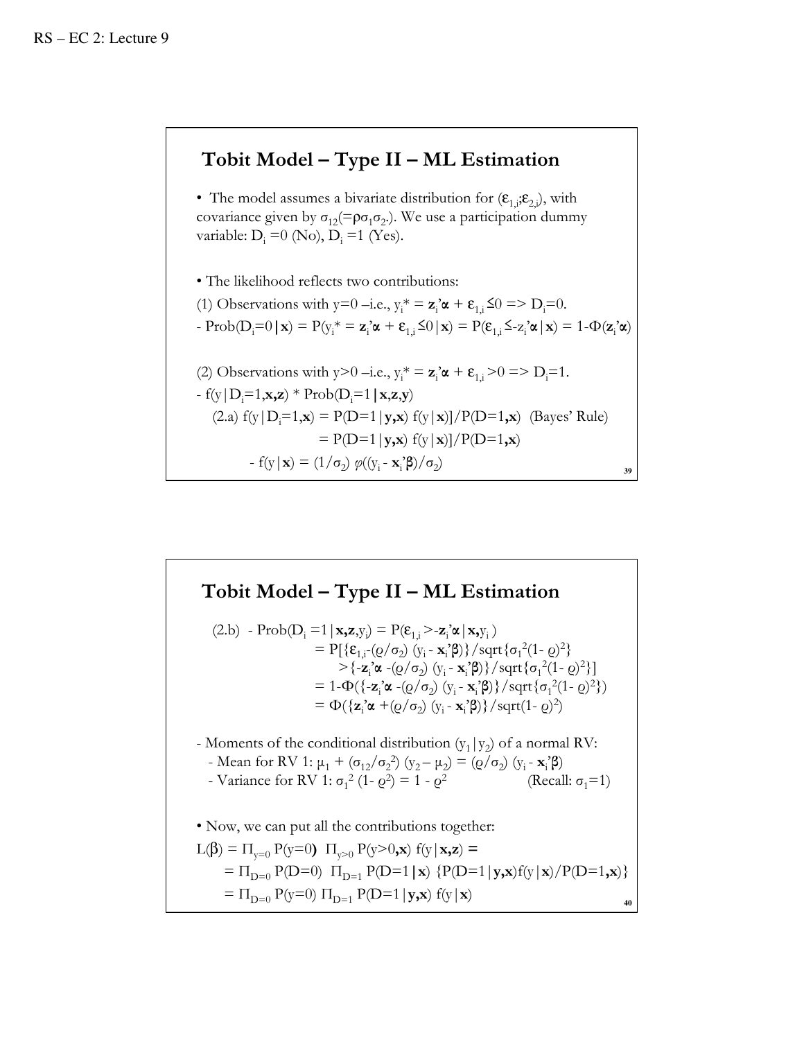## Tobit Model – Type II – ML Estimation

- The model assumes a bivariate distribution for $(\varepsilon_{1,i};\varepsilon_{2,i})$, with covariance given by $\sigma_{12}(=\rho\sigma_1\sigma_2.)$. We use a participation dummy variable: $D_i = 0$ (No), $D_i = 1$ (Yes).

- The likelihood reflects two contributions:

(1) Observations with y=0 –i.e., $y_i^* = \mathbf{z}_i'\boldsymbol{\alpha} + \varepsilon_{1,i} \leq 0 \Rightarrow D_i=0$.

- $\text{Prob}(D_i=0|\mathbf{x}) = P(y_i^* = \mathbf{z}_i'\boldsymbol{\alpha} + \varepsilon_{1,i} \leq 0|\mathbf{x}) = P(\varepsilon_{1,i} \leq -z_i'\boldsymbol{\alpha}|\mathbf{x}) = 1-\Phi(\mathbf{z}_i'\boldsymbol{\alpha})$

(2) Observations with y>0 –i.e., $y_i^* = \mathbf{z}_i'\boldsymbol{\alpha} + \varepsilon_{1,i} > 0 \Rightarrow D_i=1$.

- $f(y|D_i=1,\mathbf{x},\mathbf{z}) * \text{Prob}(D_i=1|\mathbf{x},\mathbf{z},\mathbf{y})$

(2.a) $f(y|D_i=1,\mathbf{x}) = P(D=1|\mathbf{y},\mathbf{x})\, f(y|\mathbf{x})]/P(D=1,\mathbf{x})$ (Bayes' Rule)

$= P(D=1|\mathbf{y},\mathbf{x})\, f(y|\mathbf{x})]/P(D=1,\mathbf{x})$

- $f(y|\mathbf{x}) = (1/\sigma_2)\, \varphi((y_i - \mathbf{x}_i'\boldsymbol{\beta})/\sigma_2)$

## Tobit Model – Type II – ML Estimation

(2.b) - $\text{Prob}(D_i = 1|\mathbf{x},\mathbf{z},y_i) = P(\varepsilon_{1,i} > -\mathbf{z}_i'\boldsymbol{\alpha}|\mathbf{x},y_i)$

$= P[\{\varepsilon_{1,i}-(\varrho/\sigma_2)\,(y_i - \mathbf{x}_i'\boldsymbol{\beta})\}/\text{sqrt}\{\sigma_1^2(1-\varrho)^2\}$
$> \{-\mathbf{z}_i'\boldsymbol{\alpha} -(\varrho/\sigma_2)\,(y_i - \mathbf{x}_i'\boldsymbol{\beta})\}/\text{sqrt}\{\sigma_1^2(1-\varrho)^2\}]$

$= 1-\Phi(\{-\mathbf{z}_i'\boldsymbol{\alpha} -(\varrho/\sigma_2)\,(y_i - \mathbf{x}_i'\boldsymbol{\beta})\}/\text{sqrt}\{\sigma_1^2(1-\varrho)^2\})$

$= \Phi(\{\mathbf{z}_i'\boldsymbol{\alpha} +(\varrho/\sigma_2)\,(y_i - \mathbf{x}_i'\boldsymbol{\beta})\}/\text{sqrt}(1-\varrho)^2)$

- Moments of the conditional distribution $(y_1|y_2)$ of a normal RV:
  - Mean for RV 1: $\mu_1 + (\sigma_{12}/\sigma_2^2)\,(y_2 - \mu_2) = (\varrho/\sigma_2)\,(y_i - \mathbf{x}_i'\boldsymbol{\beta})$
  - Variance for RV 1: $\sigma_1^2\,(1-\varrho^2) = 1 - \varrho^2$ (Recall: $\sigma_1$=1)

- Now, we can put all the contributions together:

$L(\boldsymbol{\beta}) = \Pi_{y=0}\, P(y=0)\;\; \Pi_{y>0}\, P(y>0,\mathbf{x})\, f(y|\mathbf{x},\mathbf{z}) =$

$= \Pi_{D=0}\, P(D=0)\;\; \Pi_{D=1}\, P(D=1|\mathbf{x})\; \{P(D=1|\mathbf{y},\mathbf{x}) f(y|\mathbf{x})/P(D=1,\mathbf{x})\}$

$= \Pi_{D=0}\, P(y=0)\; \Pi_{D=1}\, P(D=1|\mathbf{y},\mathbf{x})\; f(y|\mathbf{x})$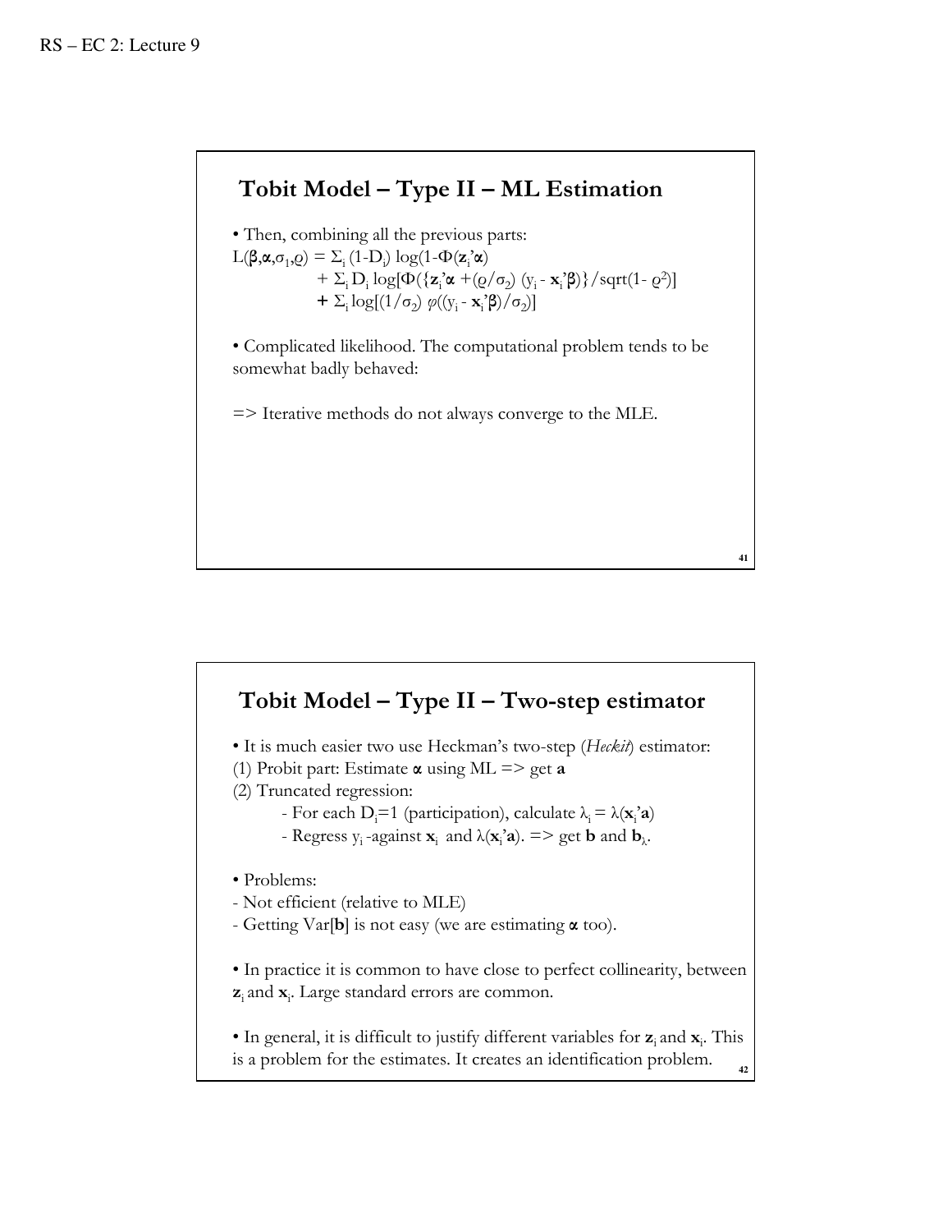## Tobit Model – Type II – ML Estimation

• Then, combining all the previous parts:

$L(\boldsymbol{\beta},\boldsymbol{\alpha},\sigma_1,\varrho) = \Sigma_i (1\text{-}D_i) \log(1\text{-}\Phi(\mathbf{z}_i\text{'}\boldsymbol{\alpha})$
$\quad + \Sigma_i D_i \log[\Phi(\{\mathbf{z}_i\text{'}\boldsymbol{\alpha} + (\varrho/\sigma_2)(y_i - \mathbf{x}_i\text{'}\boldsymbol{\beta})\}/\text{sqrt}(1\text{-}\varrho^2)]$
$\quad + \Sigma_i \log[(1/\sigma_2)\, \varphi((y_i - \mathbf{x}_i\text{'}\boldsymbol{\beta})/\sigma_2)]$

• Complicated likelihood. The computational problem tends to be somewhat badly behaved:

=> Iterative methods do not always converge to the MLE.

## Tobit Model – Type II – Two-step estimator

• It is much easier two use Heckman's two-step (*Heckit*) estimator:

(1) Probit part: Estimate $\boldsymbol{\alpha}$ using ML => get $\mathbf{a}$

(2) Truncated regression:

- For each $D_i$=1 (participation), calculate $\lambda_i = \lambda(\mathbf{x}_i\text{'}\mathbf{a})$
- Regress $y_i$ -against $\mathbf{x}_i$ and $\lambda(\mathbf{x}_i\text{'}\mathbf{a})$. => get $\mathbf{b}$ and $\mathbf{b}_\lambda$.

• Problems:

- Not efficient (relative to MLE)
- Getting Var[$\mathbf{b}$] is not easy (we are estimating $\boldsymbol{\alpha}$ too).

• In practice it is common to have close to perfect collinearity, between $\mathbf{z}_i$ and $\mathbf{x}_i$. Large standard errors are common.

• In general, it is difficult to justify different variables for $\mathbf{z}_i$ and $\mathbf{x}_i$. This is a problem for the estimates. It creates an identification problem.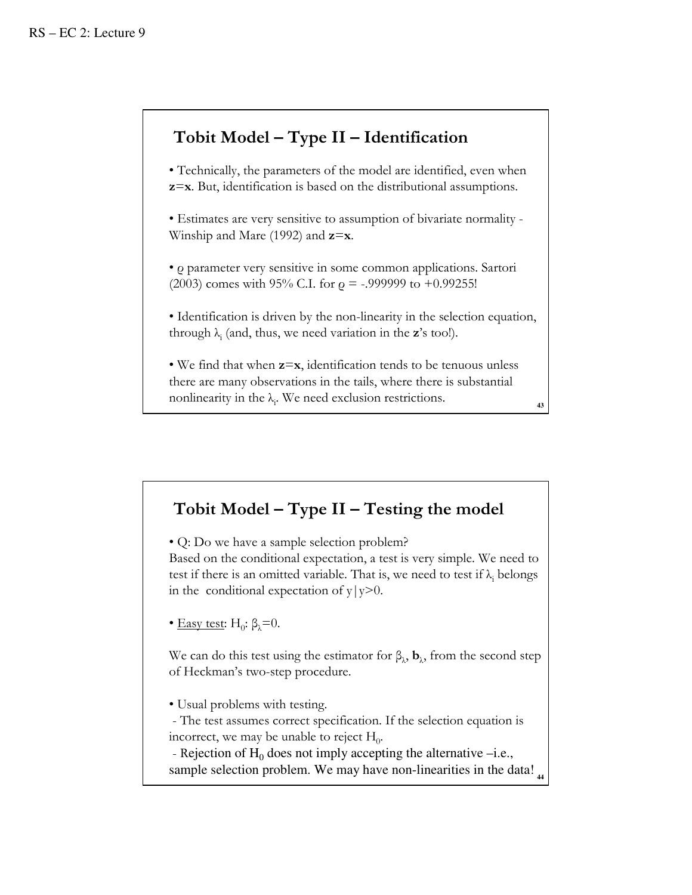## Tobit Model – Type II – Identification

- Technically, the parameters of the model are identified, even when $\mathbf{z}=\mathbf{x}$. But, identification is based on the distributional assumptions.
- Estimates are very sensitive to assumption of bivariate normality - Winship and Mare (1992) and $\mathbf{z}=\mathbf{x}$.
- $\rho$ parameter very sensitive in some common applications. Sartori (2003) comes with 95% C.I. for $\rho$ = -.999999 to +0.99255!
- Identification is driven by the non-linearity in the selection equation, through $\lambda_i$ (and, thus, we need variation in the $\mathbf{z}$'s too!).
- We find that when $\mathbf{z}=\mathbf{x}$, identification tends to be tenuous unless there are many observations in the tails, where there is substantial nonlinearity in the $\lambda_i$. We need exclusion restrictions.

## Tobit Model – Type II – Testing the model

- Q: Do we have a sample selection problem?

Based on the conditional expectation, a test is very simple. We need to test if there is an omitted variable. That is, we need to test if $\lambda_i$ belongs in the conditional expectation of $y|y>0$.

- Easy test: $H_0$: $\beta_\lambda=0$.

We can do this test using the estimator for $\beta_\lambda$, $\mathbf{b}_\lambda$, from the second step of Heckman's two-step procedure.

- Usual problems with testing.
  - The test assumes correct specification. If the selection equation is incorrect, we may be unable to reject $H_0$.
  - Rejection of $H_0$ does not imply accepting the alternative –i.e., sample selection problem. We may have non-linearities in the data!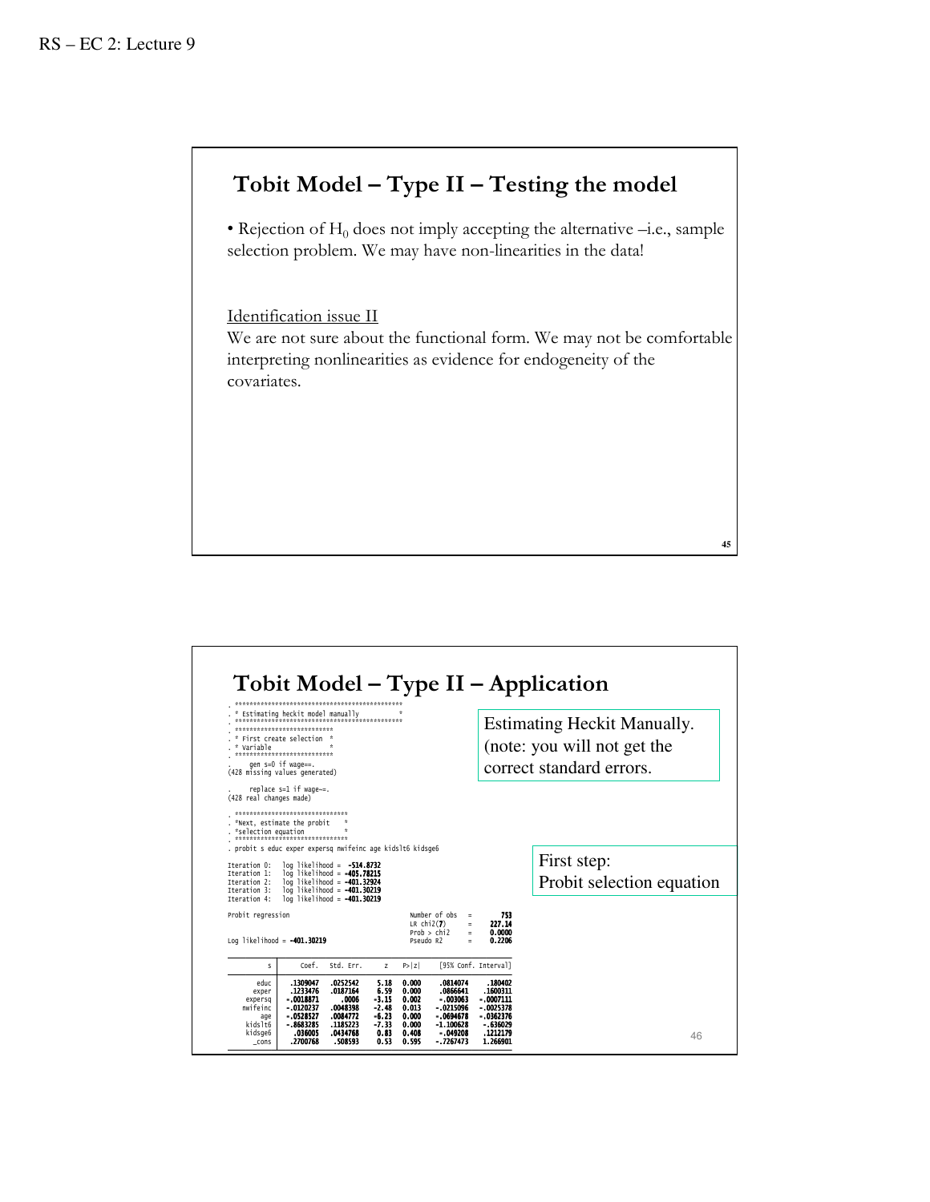## Tobit Model – Type II – Testing the model

• Rejection of $H_0$ does not imply accepting the alternative –i.e., sample selection problem. We may have non-linearities in the data!

Identification issue II

We are not sure about the functional form. We may not be comfortable interpreting nonlinearities as evidence for endogeneity of the covariates.

## Tobit Model – Type II – Application

Estimating Heckit Manually. (note: you will not get the correct standard errors.

First step: Probit selection equation

```
. ********************************************
. * Estimating heckit model manually         *
. ********************************************
. *************************
. * First create selection  *
. * variable              *
. *************************
.     gen s=0 if wage==.
(428 missing values generated)

.     replace s=1 if wage~=.
(428 real changes made)

. ******************************
. *Next, estimate the probit    *
. *selection equation           *
. ******************************
. probit s educ exper expersq nwifeinc age kidslt6 kidsge6

Iteration 0:   log likelihood =  -514.8732
Iteration 1:   log likelihood = -405.78215
Iteration 2:   log likelihood = -401.32924
Iteration 3:   log likelihood = -401.30219
Iteration 4:   log likelihood = -401.30219

Probit regression                               Number of obs   =        753
                                                LR chi2(7)      =     227.14
                                                Prob > chi2     =     0.0000
Log likelihood = -401.30219                     Pseudo R2       =     0.2206

------------------------------------------------------------------------------
           s |      Coef.   Std. Err.      z    P>|z|     [95% Conf. Interval]
-------------+----------------------------------------------------------------
        educ |   .1309047   .0252542     5.18   0.000     .0814074     .180402
       exper |   .1233476   .0187164     6.59   0.000     .0866641    .1600311
     expersq |  -.0018871      .0006    -3.15   0.002     -.003063   -.0007111
    nwifeinc |  -.0120237   .0048398    -2.48   0.013    -.0215096   -.0025378
         age |  -.0528527   .0084772    -6.23   0.000    -.0694678   -.0362376
     kidslt6 |  -.8683285   .1185223    -7.33   0.000    -1.100628    -.636029
     kidsge6 |    .036005   .0434768     0.83   0.408     -.049208    .1212179
       _cons |   .2700768    .508593     0.53   0.595    -.7267473    1.266901
------------------------------------------------------------------------------
```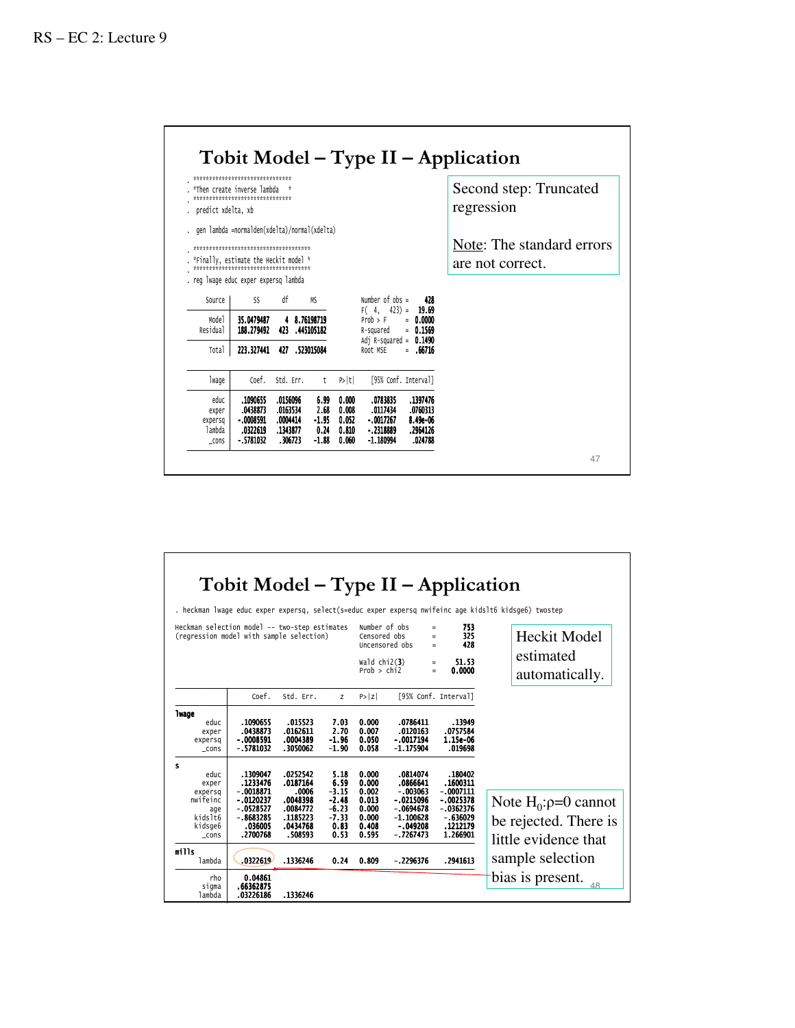# Tobit Model – Type II – Application

```
. ******************************
. *Then create inverse lambda   *
. ******************************
.  predict xdelta, xb

.  gen lambda =normalden(xdelta)/normal(xdelta)

. ************************************
. *Finally, estimate the Heckit model *
. ************************************
. reg lwage educ exper expersq lambda
```

| Source | SS | df | MS |
|---|---|---|---|
| Model | 35.0479487 | 4 | 8.76198719 |
| Residual | 188.279492 | 423 | .445105182 |
| Total | 223.327441 | 427 | .523015084 |

Number of obs = 428
F( 4, 423) = 19.69
Prob > F = 0.0000
R-squared = 0.1569
Adj R-squared = 0.1490
Root MSE = .66716

| lwage | Coef. | Std. Err. | t | P>\|t\| | [95% Conf. Interval] | |
|---|---|---|---|---|---|---|
| educ | .1090655 | .0156096 | 6.99 | 0.000 | .0783835 | .1397476 |
| exper | .0438873 | .0163534 | 2.68 | 0.008 | .0117434 | .0760313 |
| expersq | -.0008591 | .0004414 | -1.95 | 0.052 | -.0017267 | 8.49e-06 |
| lambda | .0322619 | .1343877 | 0.24 | 0.810 | -.2318889 | .2964126 |
| _cons | -.5781032 | .306723 | -1.88 | 0.060 | -1.180994 | .024788 |

Second step: Truncated regression

Note: The standard errors are not correct.

# Tobit Model – Type II – Application

```
. heckman lwage educ exper expersq, select(s=educ exper expersq nwifeinc age kidslt6 kidsge6) twostep
```

Heckman selection model -- two-step estimates
(regression model with sample selection)

Number of obs = 753
Censored obs = 325
Uncensored obs = 428

Wald chi2(3) = 51.53
Prob > chi2 = 0.0000

| | Coef. | Std. Err. | z | P>\|z\| | [95% Conf. Interval] | |
|---|---|---|---|---|---|---|
| **lwage** | | | | | | |
| educ | .1090655 | .015523 | 7.03 | 0.000 | .0786411 | .13949 |
| exper | .0438873 | .0162611 | 2.70 | 0.007 | .0120163 | .0757584 |
| expersq | -.0008591 | .0004389 | -1.96 | 0.050 | -.0017194 | 1.15e-06 |
| _cons | -.5781032 | .3050062 | -1.90 | 0.058 | -1.175904 | .019698 |
| **s** | | | | | | |
| educ | .1309047 | .0252542 | 5.18 | 0.000 | .0814074 | .180402 |
| exper | .1233476 | .0187164 | 6.59 | 0.000 | .0866641 | .1600311 |
| expersq | -.0018871 | .0006 | -3.15 | 0.002 | -.003063 | -.0007111 |
| nwifeinc | -.0120237 | .0048398 | -2.48 | 0.013 | -.0215096 | -.0025378 |
| age | -.0528527 | .0084772 | -6.23 | 0.000 | -.0694678 | -.0362376 |
| kidslt6 | -.8683285 | .1185223 | -7.33 | 0.000 | -1.100628 | -.636029 |
| kidsge6 | .036005 | .0434768 | 0.83 | 0.408 | -.049208 | .1212179 |
| _cons | .2700768 | .508593 | 0.53 | 0.595 | -.7267473 | 1.266901 |
| **mills** | | | | | | |
| lambda | .0322619 | .1336246 | 0.24 | 0.809 | -.2296376 | .2941613 |
| rho | 0.04861 | | | | | |
| sigma | .66362875 | | | | | |
| lambda | .03226186 | .1336246 | | | | |

Heckit Model estimated automatically.

Note $H_0$: $\rho=0$ cannot be rejected. There is little evidence that sample selection bias is present.